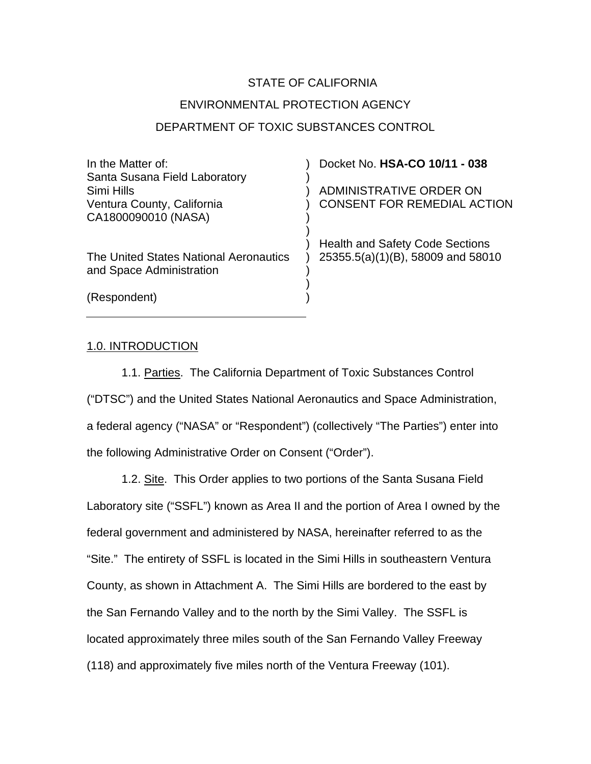STATE OF CALIFORNIA

ENVIRONMENTAL PROTECTION AGENCY

DEPARTMENT OF TOXIC SUBSTANCES CONTROL

| In the Matter of: | Docket No. **HSA-CO 10/11 - 038** |
|---|---|
| Santa Susana Field Laboratory | |
| Simi Hills | ADMINISTRATIVE ORDER ON |
| Ventura County, California | CONSENT FOR REMEDIAL ACTION |
| CA1800090010 (NASA) | |
| | Health and Safety Code Sections |
| The United States National Aeronautics and Space Administration | 25355.5(a)(1)(B), 58009 and 58010 |
| (Respondent) | |

## 1.0. INTRODUCTION

1.1. Parties. The California Department of Toxic Substances Control ("DTSC") and the United States National Aeronautics and Space Administration, a federal agency ("NASA" or "Respondent") (collectively "The Parties") enter into the following Administrative Order on Consent ("Order").

1.2. Site. This Order applies to two portions of the Santa Susana Field Laboratory site ("SSFL") known as Area II and the portion of Area I owned by the federal government and administered by NASA, hereinafter referred to as the "Site." The entirety of SSFL is located in the Simi Hills in southeastern Ventura County, as shown in Attachment A. The Simi Hills are bordered to the east by the San Fernando Valley and to the north by the Simi Valley. The SSFL is located approximately three miles south of the San Fernando Valley Freeway (118) and approximately five miles north of the Ventura Freeway (101).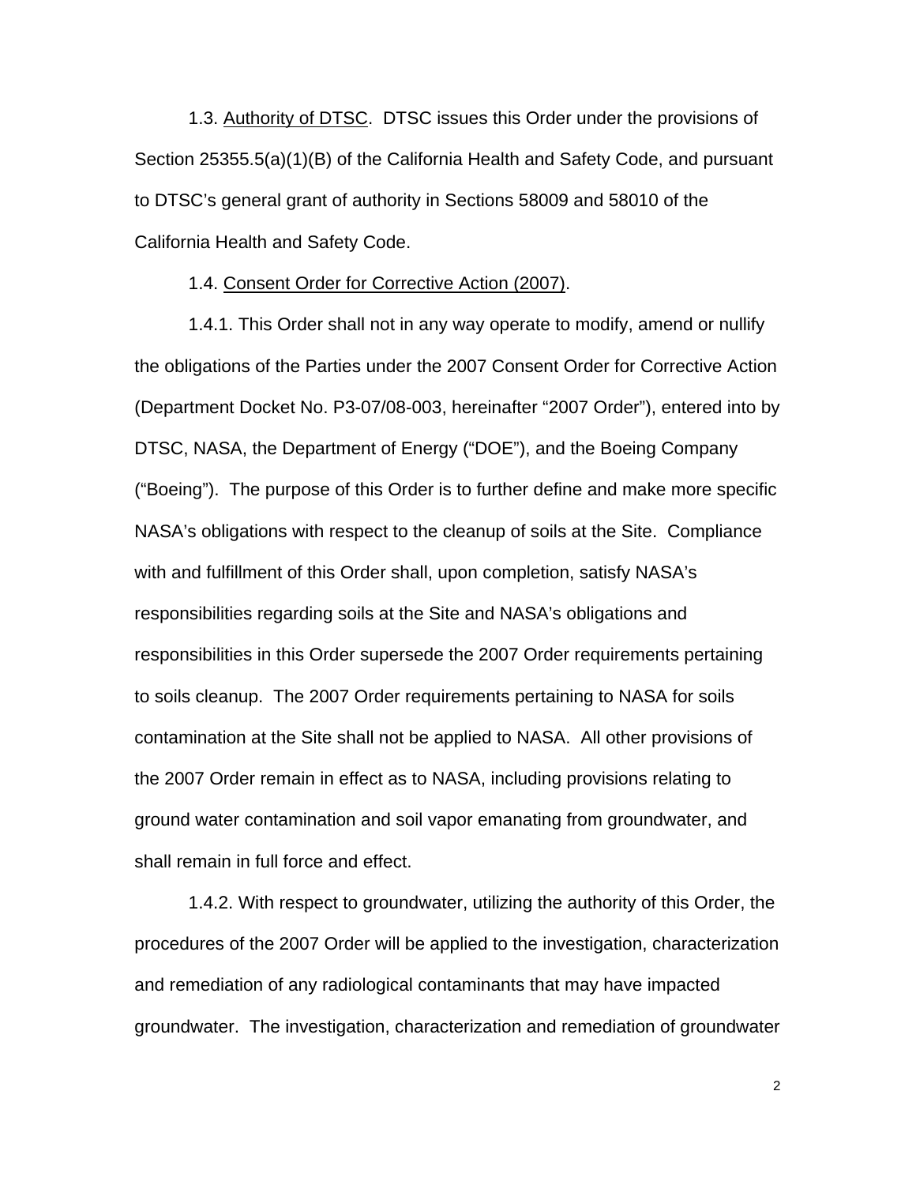1.3. <u>Authority of DTSC</u>. DTSC issues this Order under the provisions of Section 25355.5(a)(1)(B) of the California Health and Safety Code, and pursuant to DTSC's general grant of authority in Sections 58009 and 58010 of the California Health and Safety Code.

1.4. <u>Consent Order for Corrective Action (2007)</u>.

1.4.1. This Order shall not in any way operate to modify, amend or nullify the obligations of the Parties under the 2007 Consent Order for Corrective Action (Department Docket No. P3-07/08-003, hereinafter "2007 Order"), entered into by DTSC, NASA, the Department of Energy ("DOE"), and the Boeing Company ("Boeing"). The purpose of this Order is to further define and make more specific NASA's obligations with respect to the cleanup of soils at the Site. Compliance with and fulfillment of this Order shall, upon completion, satisfy NASA's responsibilities regarding soils at the Site and NASA's obligations and responsibilities in this Order supersede the 2007 Order requirements pertaining to soils cleanup. The 2007 Order requirements pertaining to NASA for soils contamination at the Site shall not be applied to NASA. All other provisions of the 2007 Order remain in effect as to NASA, including provisions relating to ground water contamination and soil vapor emanating from groundwater, and shall remain in full force and effect.

1.4.2. With respect to groundwater, utilizing the authority of this Order, the procedures of the 2007 Order will be applied to the investigation, characterization and remediation of any radiological contaminants that may have impacted groundwater. The investigation, characterization and remediation of groundwater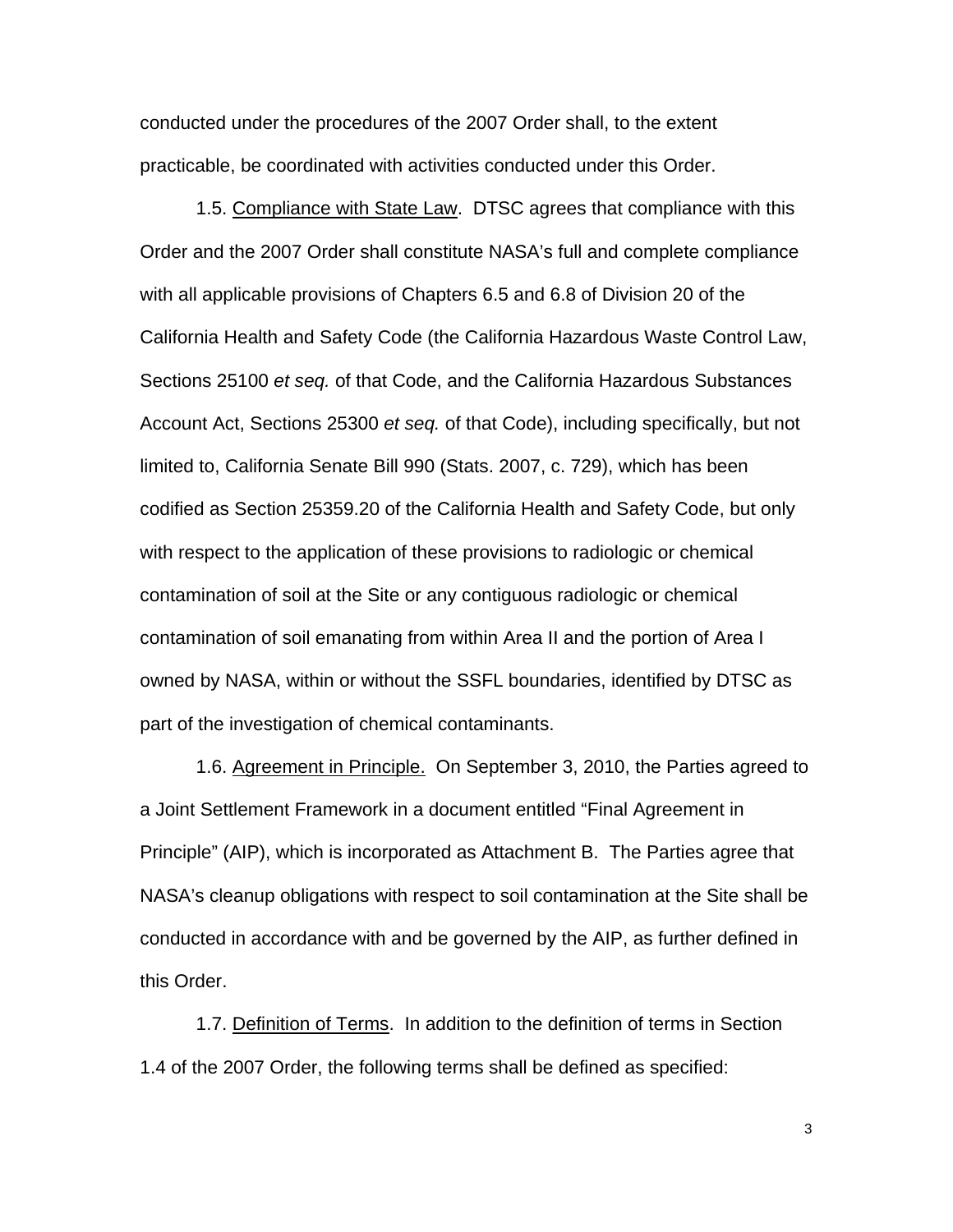conducted under the procedures of the 2007 Order shall, to the extent practicable, be coordinated with activities conducted under this Order.

1.5. <u>Compliance with State Law</u>. DTSC agrees that compliance with this Order and the 2007 Order shall constitute NASA's full and complete compliance with all applicable provisions of Chapters 6.5 and 6.8 of Division 20 of the California Health and Safety Code (the California Hazardous Waste Control Law, Sections 25100 *et seq.* of that Code, and the California Hazardous Substances Account Act, Sections 25300 *et seq.* of that Code), including specifically, but not limited to, California Senate Bill 990 (Stats. 2007, c. 729), which has been codified as Section 25359.20 of the California Health and Safety Code, but only with respect to the application of these provisions to radiologic or chemical contamination of soil at the Site or any contiguous radiologic or chemical contamination of soil emanating from within Area II and the portion of Area I owned by NASA, within or without the SSFL boundaries, identified by DTSC as part of the investigation of chemical contaminants.

1.6. <u>Agreement in Principle.</u> On September 3, 2010, the Parties agreed to a Joint Settlement Framework in a document entitled "Final Agreement in Principle" (AIP), which is incorporated as Attachment B. The Parties agree that NASA's cleanup obligations with respect to soil contamination at the Site shall be conducted in accordance with and be governed by the AIP, as further defined in this Order.

1.7. <u>Definition of Terms</u>. In addition to the definition of terms in Section 1.4 of the 2007 Order, the following terms shall be defined as specified: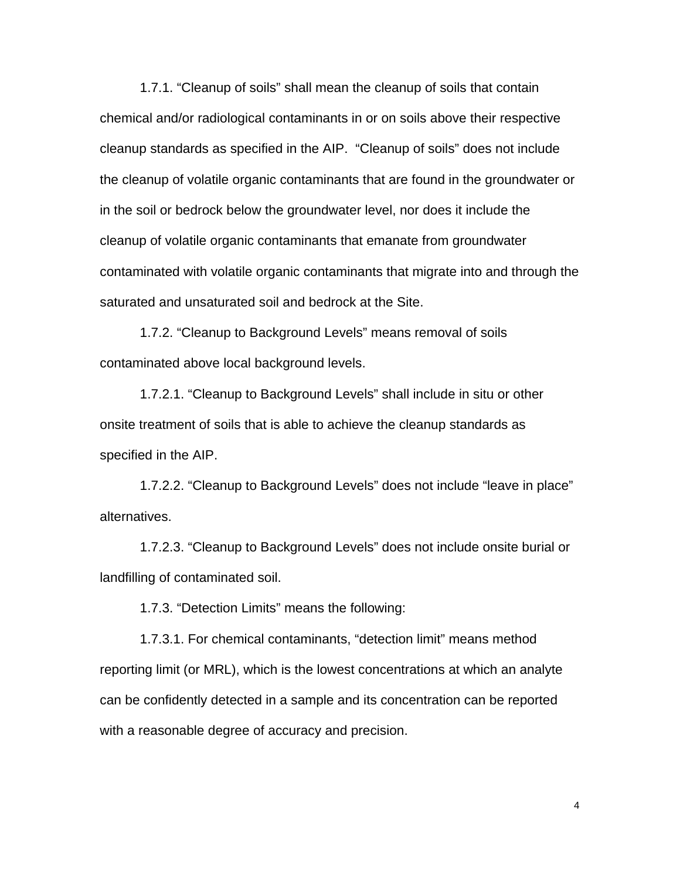1.7.1. “Cleanup of soils” shall mean the cleanup of soils that contain chemical and/or radiological contaminants in or on soils above their respective cleanup standards as specified in the AIP. “Cleanup of soils” does not include the cleanup of volatile organic contaminants that are found in the groundwater or in the soil or bedrock below the groundwater level, nor does it include the cleanup of volatile organic contaminants that emanate from groundwater contaminated with volatile organic contaminants that migrate into and through the saturated and unsaturated soil and bedrock at the Site.

1.7.2. “Cleanup to Background Levels” means removal of soils contaminated above local background levels.

1.7.2.1. “Cleanup to Background Levels” shall include in situ or other onsite treatment of soils that is able to achieve the cleanup standards as specified in the AIP.

1.7.2.2. “Cleanup to Background Levels” does not include “leave in place” alternatives.

1.7.2.3. “Cleanup to Background Levels” does not include onsite burial or landfilling of contaminated soil.

1.7.3. “Detection Limits” means the following:

1.7.3.1. For chemical contaminants, “detection limit” means method reporting limit (or MRL), which is the lowest concentrations at which an analyte can be confidently detected in a sample and its concentration can be reported with a reasonable degree of accuracy and precision.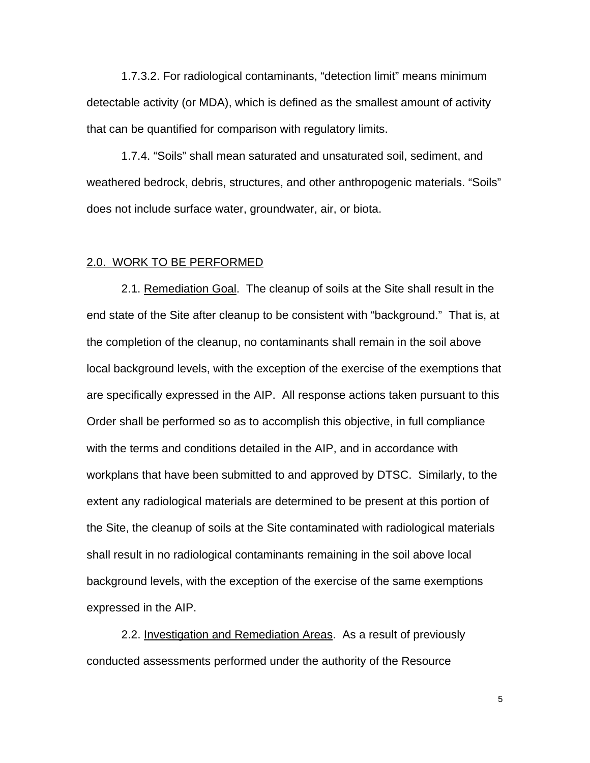1.7.3.2. For radiological contaminants, “detection limit” means minimum detectable activity (or MDA), which is defined as the smallest amount of activity that can be quantified for comparison with regulatory limits.

1.7.4. “Soils” shall mean saturated and unsaturated soil, sediment, and weathered bedrock, debris, structures, and other anthropogenic materials. “Soils” does not include surface water, groundwater, air, or biota.

## 2.0. WORK TO BE PERFORMED

2.1. Remediation Goal. The cleanup of soils at the Site shall result in the end state of the Site after cleanup to be consistent with “background.” That is, at the completion of the cleanup, no contaminants shall remain in the soil above local background levels, with the exception of the exercise of the exemptions that are specifically expressed in the AIP. All response actions taken pursuant to this Order shall be performed so as to accomplish this objective, in full compliance with the terms and conditions detailed in the AIP, and in accordance with workplans that have been submitted to and approved by DTSC. Similarly, to the extent any radiological materials are determined to be present at this portion of the Site, the cleanup of soils at the Site contaminated with radiological materials shall result in no radiological contaminants remaining in the soil above local background levels, with the exception of the exercise of the same exemptions expressed in the AIP.

2.2. Investigation and Remediation Areas. As a result of previously conducted assessments performed under the authority of the Resource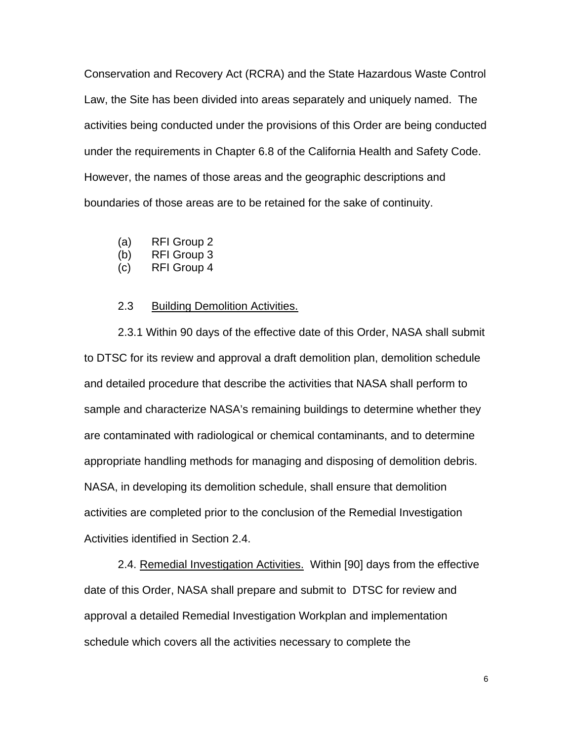Conservation and Recovery Act (RCRA) and the State Hazardous Waste Control Law, the Site has been divided into areas separately and uniquely named. The activities being conducted under the provisions of this Order are being conducted under the requirements in Chapter 6.8 of the California Health and Safety Code. However, the names of those areas and the geographic descriptions and boundaries of those areas are to be retained for the sake of continuity.

(a) RFI Group 2
(b) RFI Group 3
(c) RFI Group 4

2.3 Building Demolition Activities.

2.3.1 Within 90 days of the effective date of this Order, NASA shall submit to DTSC for its review and approval a draft demolition plan, demolition schedule and detailed procedure that describe the activities that NASA shall perform to sample and characterize NASA's remaining buildings to determine whether they are contaminated with radiological or chemical contaminants, and to determine appropriate handling methods for managing and disposing of demolition debris. NASA, in developing its demolition schedule, shall ensure that demolition activities are completed prior to the conclusion of the Remedial Investigation Activities identified in Section 2.4.

2.4. Remedial Investigation Activities. Within [90] days from the effective date of this Order, NASA shall prepare and submit to DTSC for review and approval a detailed Remedial Investigation Workplan and implementation schedule which covers all the activities necessary to complete the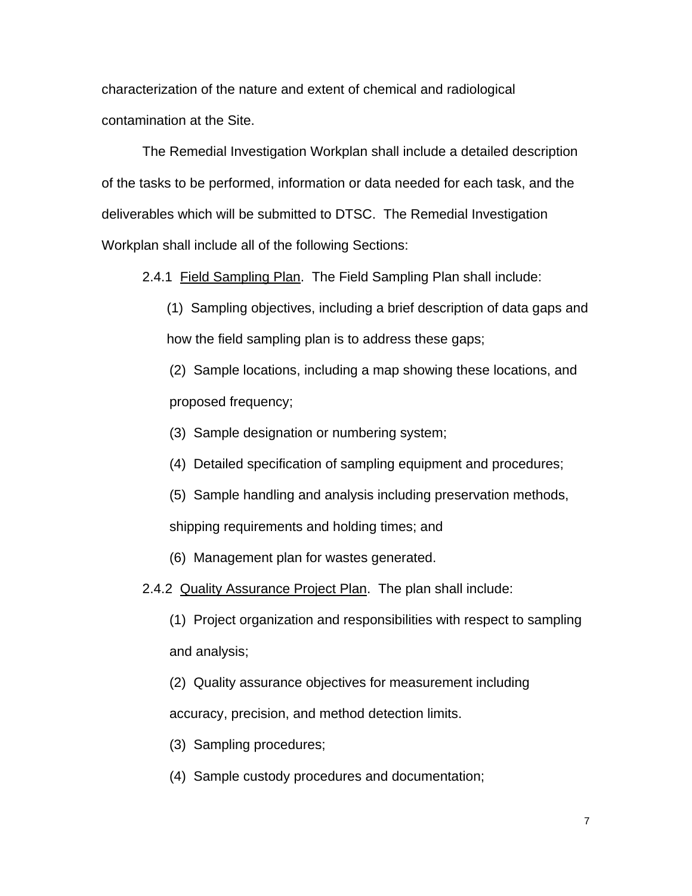characterization of the nature and extent of chemical and radiological contamination at the Site.

The Remedial Investigation Workplan shall include a detailed description of the tasks to be performed, information or data needed for each task, and the deliverables which will be submitted to DTSC. The Remedial Investigation Workplan shall include all of the following Sections:

2.4.1 Field Sampling Plan. The Field Sampling Plan shall include:

(1) Sampling objectives, including a brief description of data gaps and how the field sampling plan is to address these gaps;

(2) Sample locations, including a map showing these locations, and proposed frequency;

(3) Sample designation or numbering system;

(4) Detailed specification of sampling equipment and procedures;

(5) Sample handling and analysis including preservation methods, shipping requirements and holding times; and

(6) Management plan for wastes generated.

2.4.2 Quality Assurance Project Plan. The plan shall include:

(1) Project organization and responsibilities with respect to sampling and analysis;

(2) Quality assurance objectives for measurement including accuracy, precision, and method detection limits.

(3) Sampling procedures;

(4) Sample custody procedures and documentation;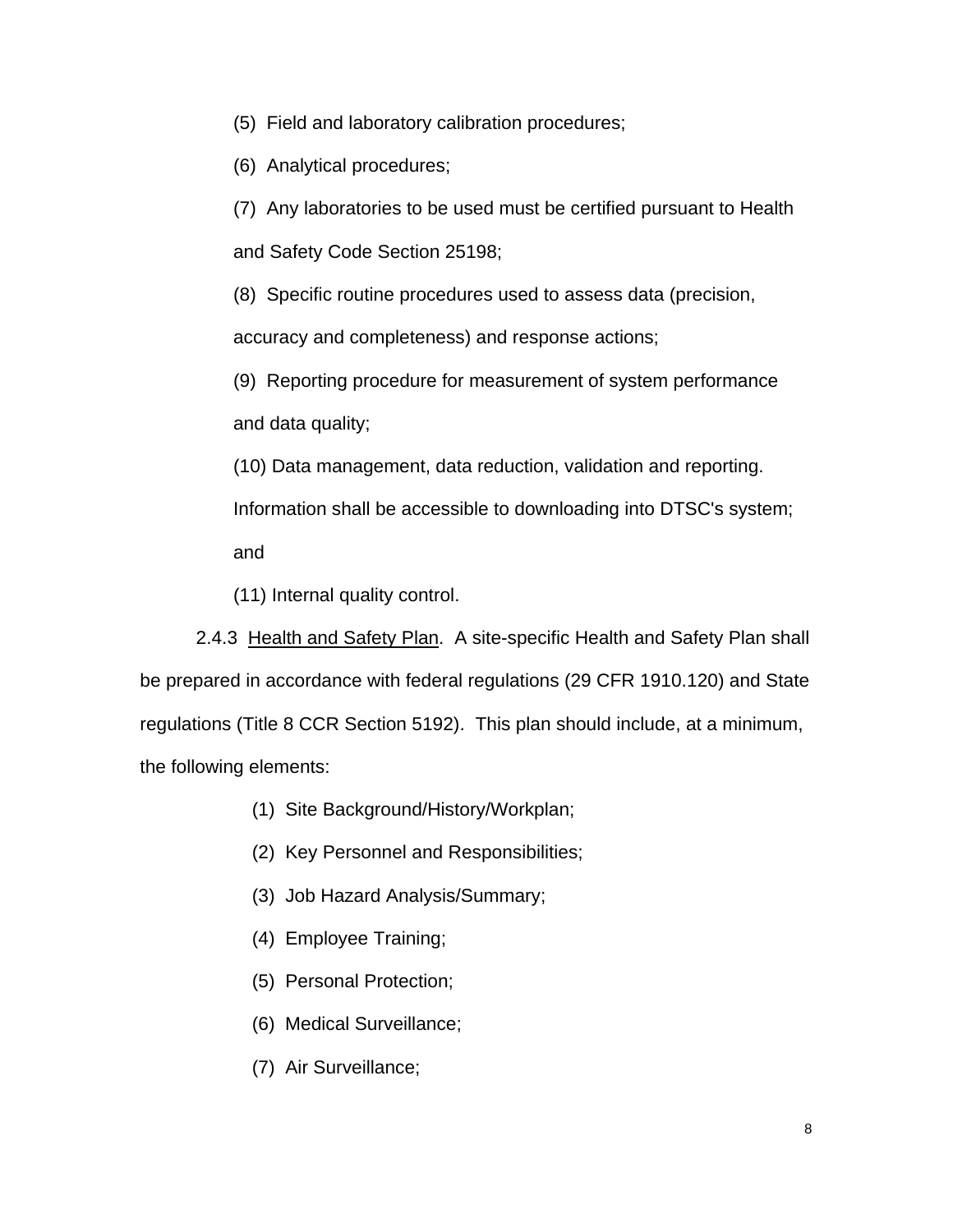(5) Field and laboratory calibration procedures;

(6) Analytical procedures;

(7) Any laboratories to be used must be certified pursuant to Health and Safety Code Section 25198;

(8) Specific routine procedures used to assess data (precision, accuracy and completeness) and response actions;

(9) Reporting procedure for measurement of system performance and data quality;

(10) Data management, data reduction, validation and reporting. Information shall be accessible to downloading into DTSC's system; and

(11) Internal quality control.

2.4.3 <u>Health and Safety Plan</u>. A site-specific Health and Safety Plan shall be prepared in accordance with federal regulations (29 CFR 1910.120) and State regulations (Title 8 CCR Section 5192). This plan should include, at a minimum, the following elements:

(1) Site Background/History/Workplan;

(2) Key Personnel and Responsibilities;

(3) Job Hazard Analysis/Summary;

(4) Employee Training;

(5) Personal Protection;

(6) Medical Surveillance;

(7) Air Surveillance;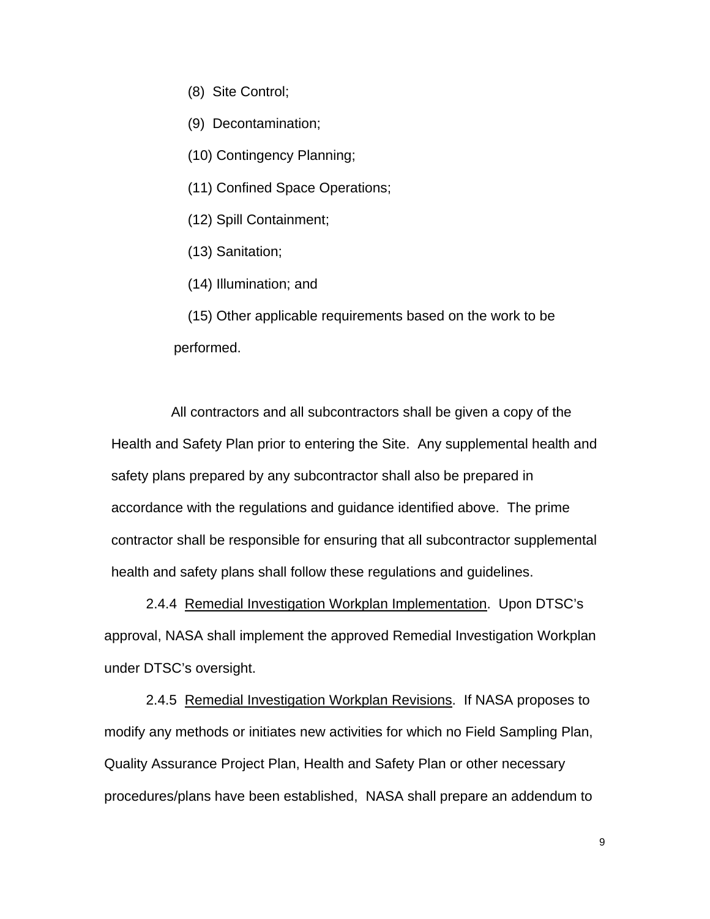(8) Site Control;

(9) Decontamination;

(10) Contingency Planning;

(11) Confined Space Operations;

(12) Spill Containment;

(13) Sanitation;

(14) Illumination; and

(15) Other applicable requirements based on the work to be performed.

All contractors and all subcontractors shall be given a copy of the Health and Safety Plan prior to entering the Site. Any supplemental health and safety plans prepared by any subcontractor shall also be prepared in accordance with the regulations and guidance identified above. The prime contractor shall be responsible for ensuring that all subcontractor supplemental health and safety plans shall follow these regulations and guidelines.

2.4.4 Remedial Investigation Workplan Implementation. Upon DTSC's approval, NASA shall implement the approved Remedial Investigation Workplan under DTSC's oversight.

2.4.5 Remedial Investigation Workplan Revisions. If NASA proposes to modify any methods or initiates new activities for which no Field Sampling Plan, Quality Assurance Project Plan, Health and Safety Plan or other necessary procedures/plans have been established, NASA shall prepare an addendum to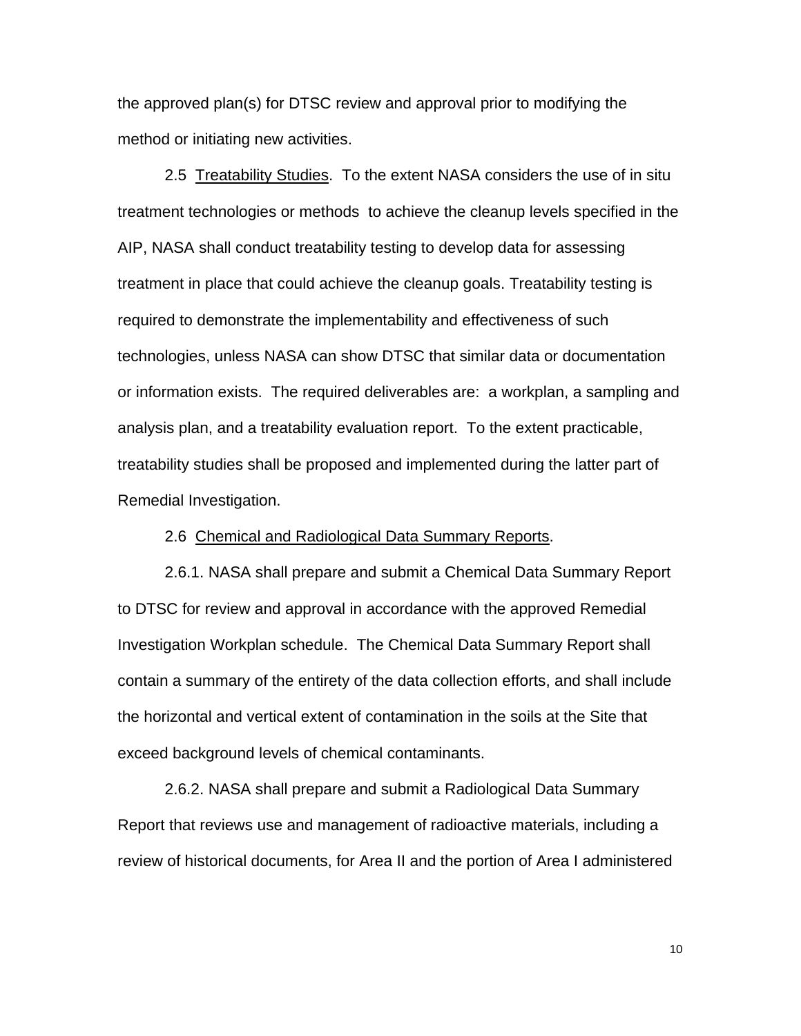the approved plan(s) for DTSC review and approval prior to modifying the method or initiating new activities.

2.5 Treatability Studies. To the extent NASA considers the use of in situ treatment technologies or methods to achieve the cleanup levels specified in the AIP, NASA shall conduct treatability testing to develop data for assessing treatment in place that could achieve the cleanup goals. Treatability testing is required to demonstrate the implementability and effectiveness of such technologies, unless NASA can show DTSC that similar data or documentation or information exists. The required deliverables are: a workplan, a sampling and analysis plan, and a treatability evaluation report. To the extent practicable, treatability studies shall be proposed and implemented during the latter part of Remedial Investigation.

2.6 Chemical and Radiological Data Summary Reports.

2.6.1. NASA shall prepare and submit a Chemical Data Summary Report to DTSC for review and approval in accordance with the approved Remedial Investigation Workplan schedule. The Chemical Data Summary Report shall contain a summary of the entirety of the data collection efforts, and shall include the horizontal and vertical extent of contamination in the soils at the Site that exceed background levels of chemical contaminants.

2.6.2. NASA shall prepare and submit a Radiological Data Summary Report that reviews use and management of radioactive materials, including a review of historical documents, for Area II and the portion of Area I administered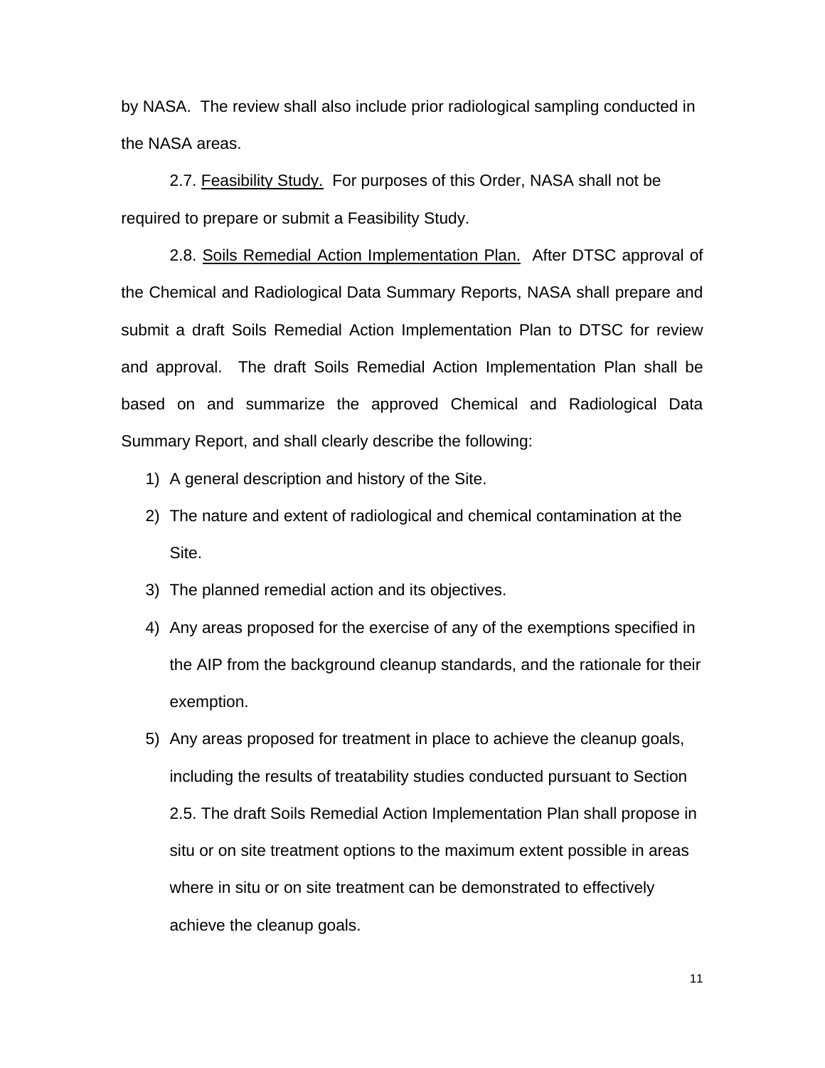by NASA. The review shall also include prior radiological sampling conducted in the NASA areas.

2.7. Feasibility Study. For purposes of this Order, NASA shall not be required to prepare or submit a Feasibility Study.

2.8. Soils Remedial Action Implementation Plan. After DTSC approval of the Chemical and Radiological Data Summary Reports, NASA shall prepare and submit a draft Soils Remedial Action Implementation Plan to DTSC for review and approval. The draft Soils Remedial Action Implementation Plan shall be based on and summarize the approved Chemical and Radiological Data Summary Report, and shall clearly describe the following:

1) A general description and history of the Site.
2) The nature and extent of radiological and chemical contamination at the Site.
3) The planned remedial action and its objectives.
4) Any areas proposed for the exercise of any of the exemptions specified in the AIP from the background cleanup standards, and the rationale for their exemption.
5) Any areas proposed for treatment in place to achieve the cleanup goals, including the results of treatability studies conducted pursuant to Section 2.5. The draft Soils Remedial Action Implementation Plan shall propose in situ or on site treatment options to the maximum extent possible in areas where in situ or on site treatment can be demonstrated to effectively achieve the cleanup goals.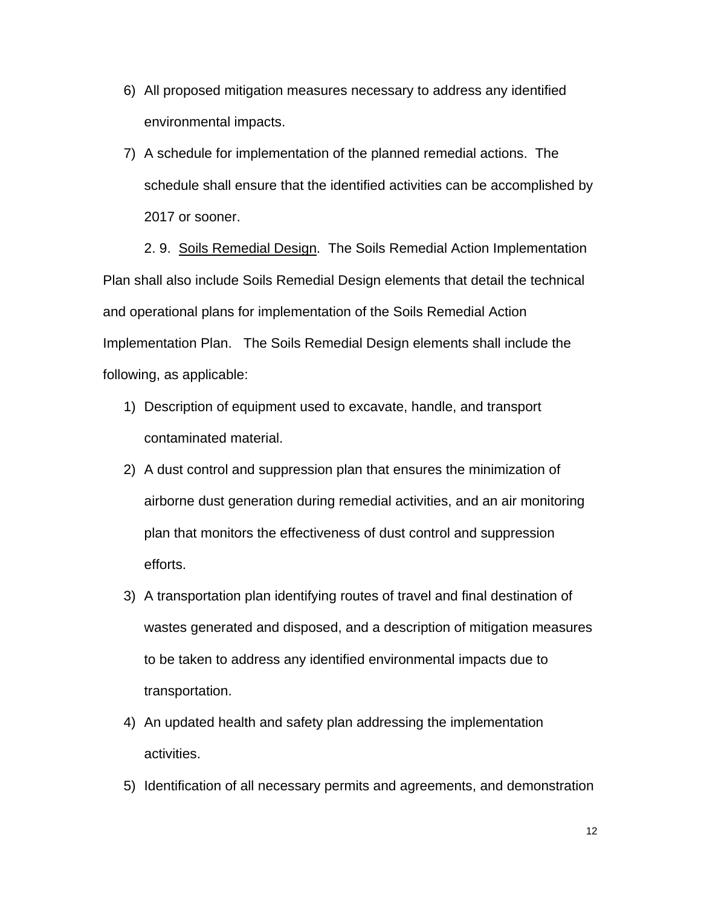6) All proposed mitigation measures necessary to address any identified environmental impacts.
7) A schedule for implementation of the planned remedial actions. The schedule shall ensure that the identified activities can be accomplished by 2017 or sooner.

2. 9. Soils Remedial Design. The Soils Remedial Action Implementation Plan shall also include Soils Remedial Design elements that detail the technical and operational plans for implementation of the Soils Remedial Action Implementation Plan. The Soils Remedial Design elements shall include the following, as applicable:

1) Description of equipment used to excavate, handle, and transport contaminated material.
2) A dust control and suppression plan that ensures the minimization of airborne dust generation during remedial activities, and an air monitoring plan that monitors the effectiveness of dust control and suppression efforts.
3) A transportation plan identifying routes of travel and final destination of wastes generated and disposed, and a description of mitigation measures to be taken to address any identified environmental impacts due to transportation.
4) An updated health and safety plan addressing the implementation activities.
5) Identification of all necessary permits and agreements, and demonstration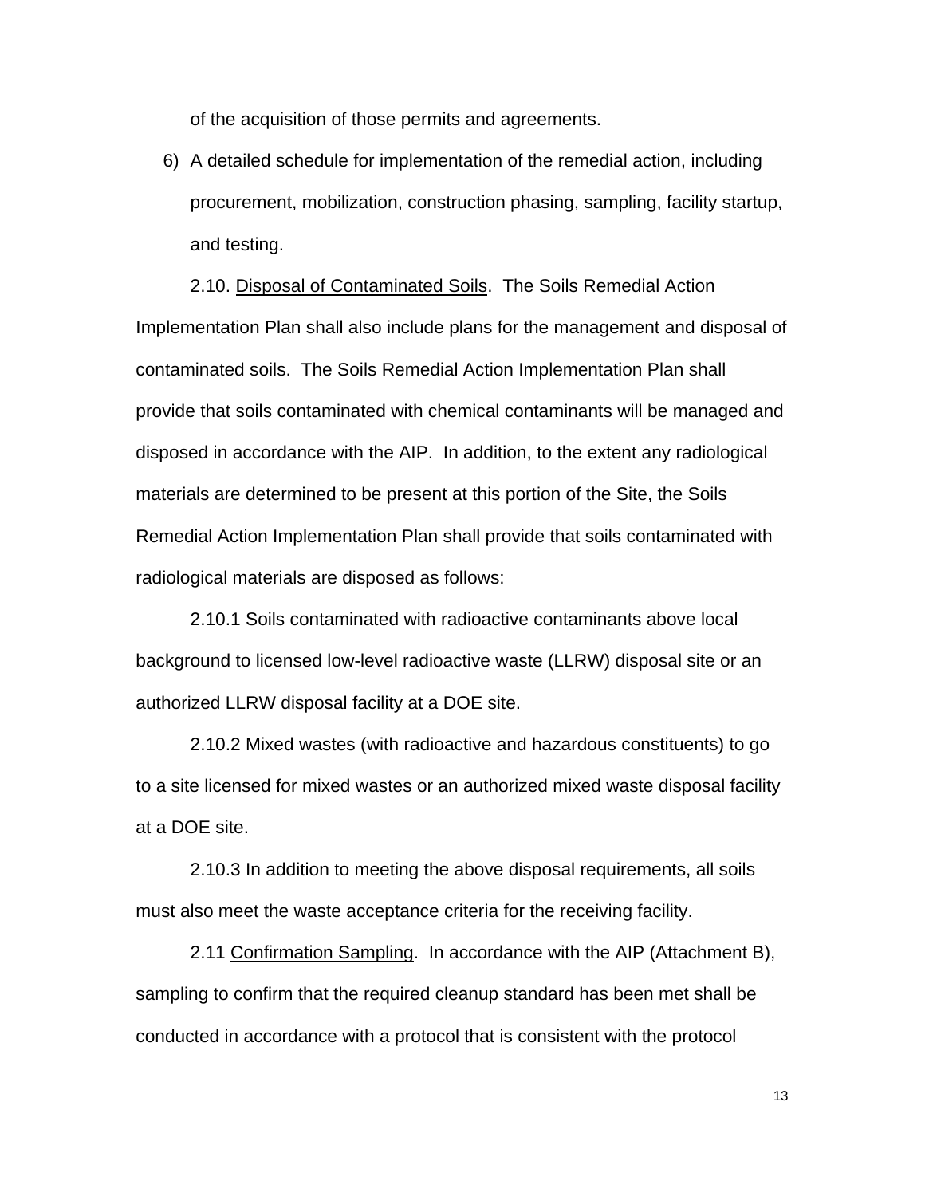of the acquisition of those permits and agreements.

6) A detailed schedule for implementation of the remedial action, including procurement, mobilization, construction phasing, sampling, facility startup, and testing.

2.10. Disposal of Contaminated Soils. The Soils Remedial Action Implementation Plan shall also include plans for the management and disposal of contaminated soils. The Soils Remedial Action Implementation Plan shall provide that soils contaminated with chemical contaminants will be managed and disposed in accordance with the AIP. In addition, to the extent any radiological materials are determined to be present at this portion of the Site, the Soils Remedial Action Implementation Plan shall provide that soils contaminated with radiological materials are disposed as follows:

2.10.1 Soils contaminated with radioactive contaminants above local background to licensed low-level radioactive waste (LLRW) disposal site or an authorized LLRW disposal facility at a DOE site.

2.10.2 Mixed wastes (with radioactive and hazardous constituents) to go to a site licensed for mixed wastes or an authorized mixed waste disposal facility at a DOE site.

2.10.3 In addition to meeting the above disposal requirements, all soils must also meet the waste acceptance criteria for the receiving facility.

2.11 Confirmation Sampling. In accordance with the AIP (Attachment B), sampling to confirm that the required cleanup standard has been met shall be conducted in accordance with a protocol that is consistent with the protocol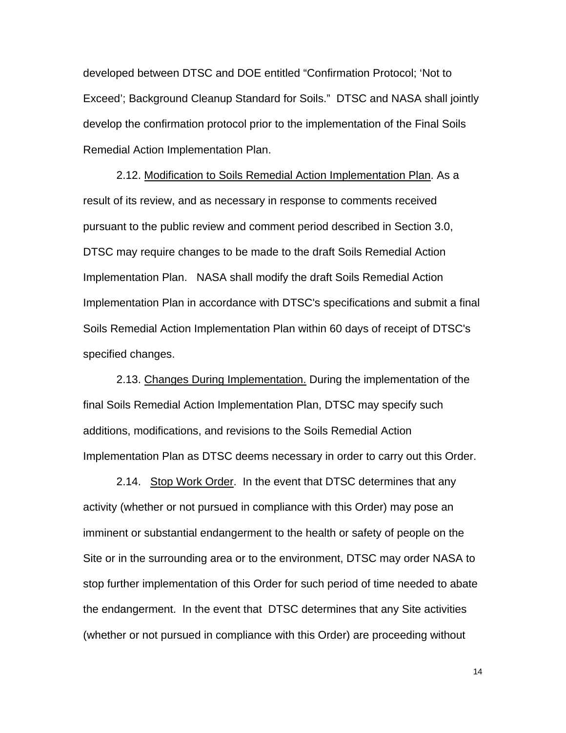developed between DTSC and DOE entitled "Confirmation Protocol; 'Not to Exceed'; Background Cleanup Standard for Soils." DTSC and NASA shall jointly develop the confirmation protocol prior to the implementation of the Final Soils Remedial Action Implementation Plan.

2.12. Modification to Soils Remedial Action Implementation Plan. As a result of its review, and as necessary in response to comments received pursuant to the public review and comment period described in Section 3.0, DTSC may require changes to be made to the draft Soils Remedial Action Implementation Plan. NASA shall modify the draft Soils Remedial Action Implementation Plan in accordance with DTSC's specifications and submit a final Soils Remedial Action Implementation Plan within 60 days of receipt of DTSC's specified changes.

2.13. Changes During Implementation. During the implementation of the final Soils Remedial Action Implementation Plan, DTSC may specify such additions, modifications, and revisions to the Soils Remedial Action Implementation Plan as DTSC deems necessary in order to carry out this Order.

2.14. Stop Work Order. In the event that DTSC determines that any activity (whether or not pursued in compliance with this Order) may pose an imminent or substantial endangerment to the health or safety of people on the Site or in the surrounding area or to the environment, DTSC may order NASA to stop further implementation of this Order for such period of time needed to abate the endangerment. In the event that DTSC determines that any Site activities (whether or not pursued in compliance with this Order) are proceeding without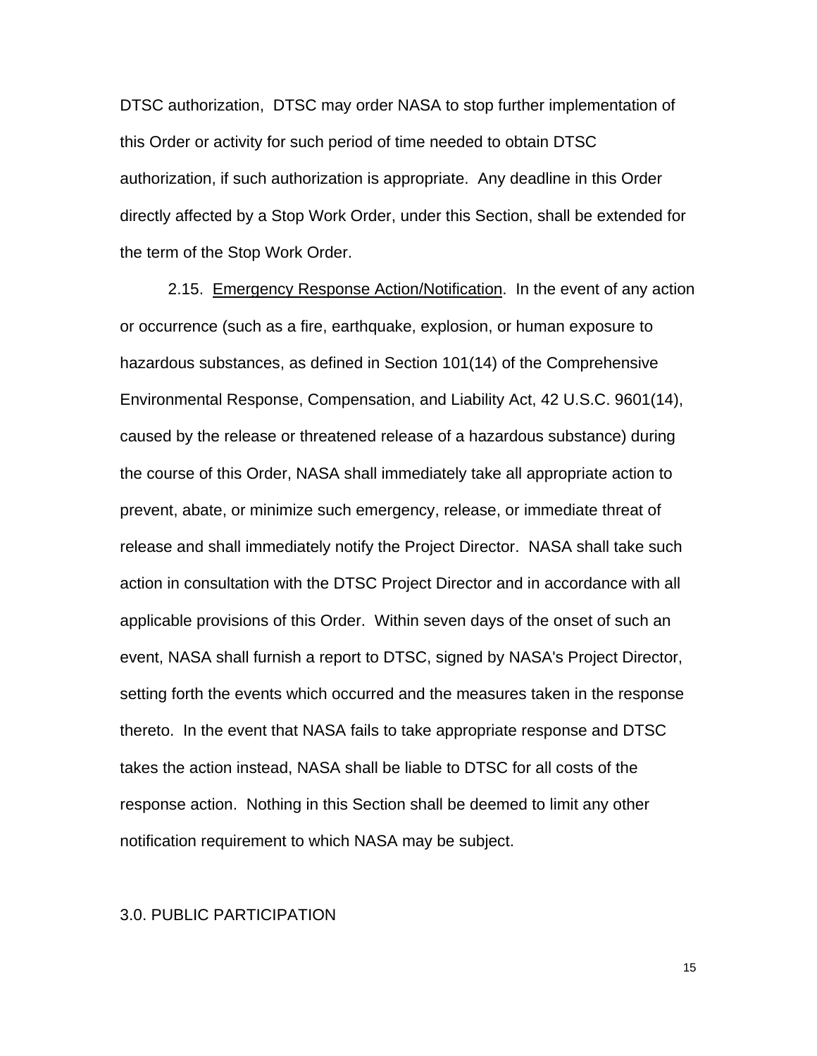DTSC authorization,  DTSC may order NASA to stop further implementation of this Order or activity for such period of time needed to obtain DTSC authorization, if such authorization is appropriate.  Any deadline in this Order directly affected by a Stop Work Order, under this Section, shall be extended for the term of the Stop Work Order.

2.15.  Emergency Response Action/Notification.  In the event of any action or occurrence (such as a fire, earthquake, explosion, or human exposure to hazardous substances, as defined in Section 101(14) of the Comprehensive Environmental Response, Compensation, and Liability Act, 42 U.S.C. 9601(14), caused by the release or threatened release of a hazardous substance) during the course of this Order, NASA shall immediately take all appropriate action to prevent, abate, or minimize such emergency, release, or immediate threat of release and shall immediately notify the Project Director.  NASA shall take such action in consultation with the DTSC Project Director and in accordance with all applicable provisions of this Order.  Within seven days of the onset of such an event, NASA shall furnish a report to DTSC, signed by NASA's Project Director, setting forth the events which occurred and the measures taken in the response thereto.  In the event that NASA fails to take appropriate response and DTSC takes the action instead, NASA shall be liable to DTSC for all costs of the response action.  Nothing in this Section shall be deemed to limit any other notification requirement to which NASA may be subject.

## 3.0. PUBLIC PARTICIPATION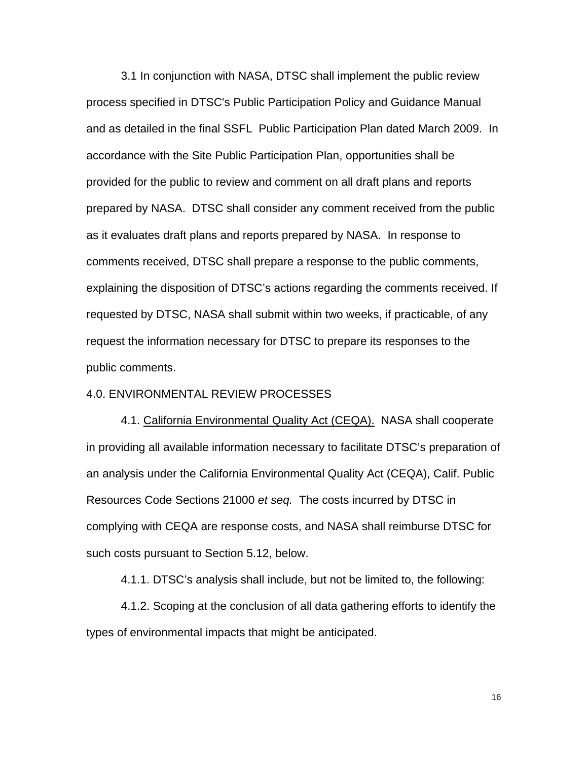3.1 In conjunction with NASA, DTSC shall implement the public review process specified in DTSC's Public Participation Policy and Guidance Manual and as detailed in the final SSFL Public Participation Plan dated March 2009. In accordance with the Site Public Participation Plan, opportunities shall be provided for the public to review and comment on all draft plans and reports prepared by NASA. DTSC shall consider any comment received from the public as it evaluates draft plans and reports prepared by NASA. In response to comments received, DTSC shall prepare a response to the public comments, explaining the disposition of DTSC's actions regarding the comments received. If requested by DTSC, NASA shall submit within two weeks, if practicable, of any request the information necessary for DTSC to prepare its responses to the public comments.

4.0. ENVIRONMENTAL REVIEW PROCESSES

4.1. <u>California Environmental Quality Act (CEQA).</u> NASA shall cooperate in providing all available information necessary to facilitate DTSC's preparation of an analysis under the California Environmental Quality Act (CEQA), Calif. Public Resources Code Sections 21000 *et seq.* The costs incurred by DTSC in complying with CEQA are response costs, and NASA shall reimburse DTSC for such costs pursuant to Section 5.12, below.

4.1.1. DTSC's analysis shall include, but not be limited to, the following:

4.1.2. Scoping at the conclusion of all data gathering efforts to identify the types of environmental impacts that might be anticipated.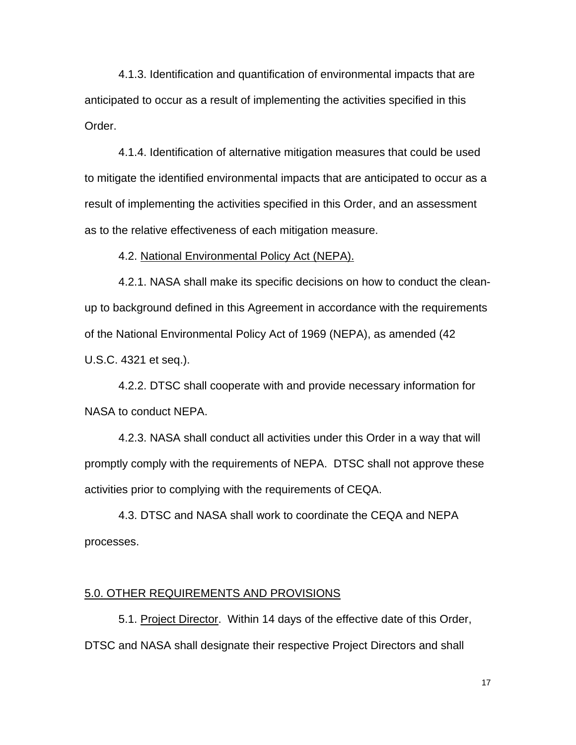4.1.3. Identification and quantification of environmental impacts that are anticipated to occur as a result of implementing the activities specified in this Order.

4.1.4. Identification of alternative mitigation measures that could be used to mitigate the identified environmental impacts that are anticipated to occur as a result of implementing the activities specified in this Order, and an assessment as to the relative effectiveness of each mitigation measure.

4.2. National Environmental Policy Act (NEPA).

4.2.1. NASA shall make its specific decisions on how to conduct the clean-up to background defined in this Agreement in accordance with the requirements of the National Environmental Policy Act of 1969 (NEPA), as amended (42 U.S.C. 4321 et seq.).

4.2.2. DTSC shall cooperate with and provide necessary information for NASA to conduct NEPA.

4.2.3. NASA shall conduct all activities under this Order in a way that will promptly comply with the requirements of NEPA. DTSC shall not approve these activities prior to complying with the requirements of CEQA.

4.3. DTSC and NASA shall work to coordinate the CEQA and NEPA processes.

## 5.0. OTHER REQUIREMENTS AND PROVISIONS

5.1. Project Director. Within 14 days of the effective date of this Order, DTSC and NASA shall designate their respective Project Directors and shall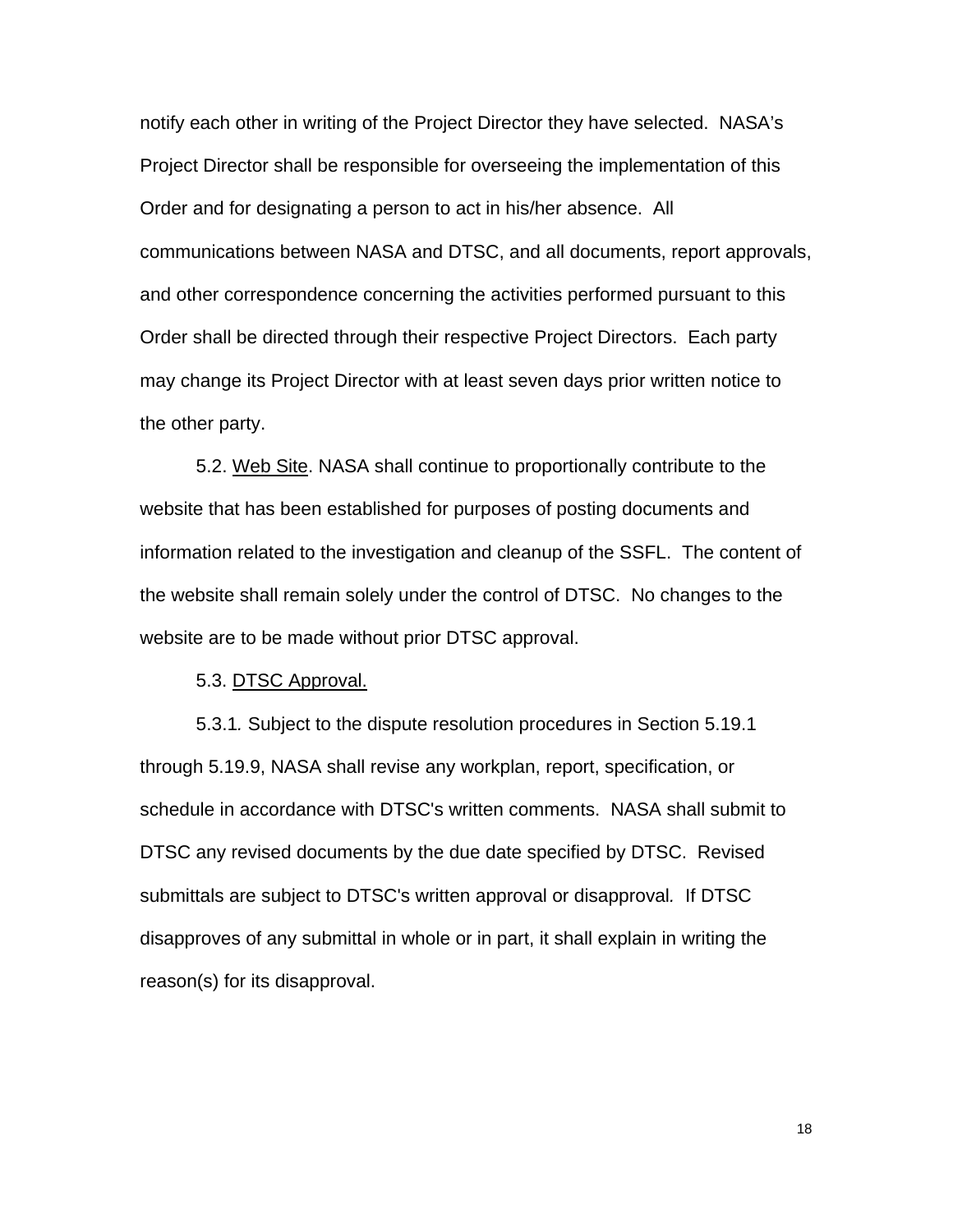notify each other in writing of the Project Director they have selected. NASA's Project Director shall be responsible for overseeing the implementation of this Order and for designating a person to act in his/her absence. All communications between NASA and DTSC, and all documents, report approvals, and other correspondence concerning the activities performed pursuant to this Order shall be directed through their respective Project Directors. Each party may change its Project Director with at least seven days prior written notice to the other party.

5.2. <u>Web Site</u>. NASA shall continue to proportionally contribute to the website that has been established for purposes of posting documents and information related to the investigation and cleanup of the SSFL. The content of the website shall remain solely under the control of DTSC. No changes to the website are to be made without prior DTSC approval.

5.3. <u>DTSC Approval.</u>

5.3.1. Subject to the dispute resolution procedures in Section 5.19.1 through 5.19.9, NASA shall revise any workplan, report, specification, or schedule in accordance with DTSC's written comments. NASA shall submit to DTSC any revised documents by the due date specified by DTSC. Revised submittals are subject to DTSC's written approval or disapproval. If DTSC disapproves of any submittal in whole or in part, it shall explain in writing the reason(s) for its disapproval.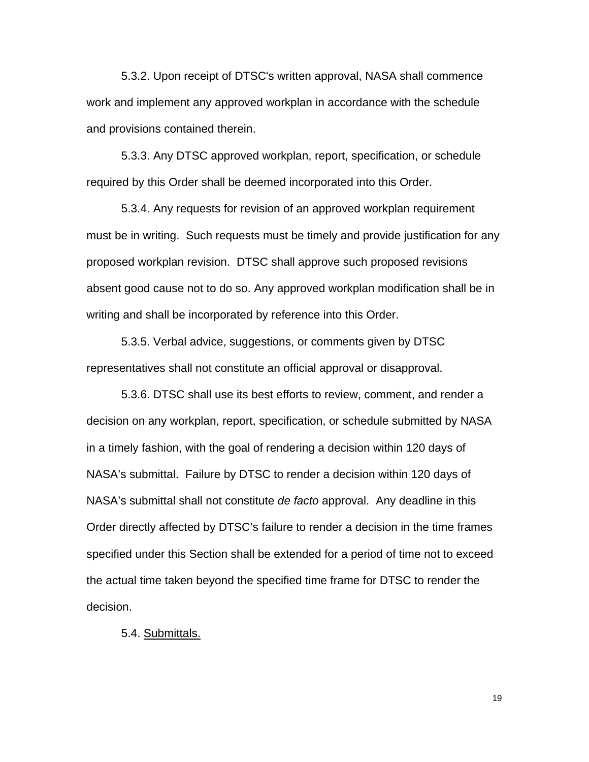5.3.2. Upon receipt of DTSC's written approval, NASA shall commence work and implement any approved workplan in accordance with the schedule and provisions contained therein.

5.3.3. Any DTSC approved workplan, report, specification, or schedule required by this Order shall be deemed incorporated into this Order.

5.3.4. Any requests for revision of an approved workplan requirement must be in writing. Such requests must be timely and provide justification for any proposed workplan revision. DTSC shall approve such proposed revisions absent good cause not to do so. Any approved workplan modification shall be in writing and shall be incorporated by reference into this Order.

5.3.5. Verbal advice, suggestions, or comments given by DTSC representatives shall not constitute an official approval or disapproval.

5.3.6. DTSC shall use its best efforts to review, comment, and render a decision on any workplan, report, specification, or schedule submitted by NASA in a timely fashion, with the goal of rendering a decision within 120 days of NASA's submittal. Failure by DTSC to render a decision within 120 days of NASA's submittal shall not constitute *de facto* approval. Any deadline in this Order directly affected by DTSC's failure to render a decision in the time frames specified under this Section shall be extended for a period of time not to exceed the actual time taken beyond the specified time frame for DTSC to render the decision.

5.4. Submittals.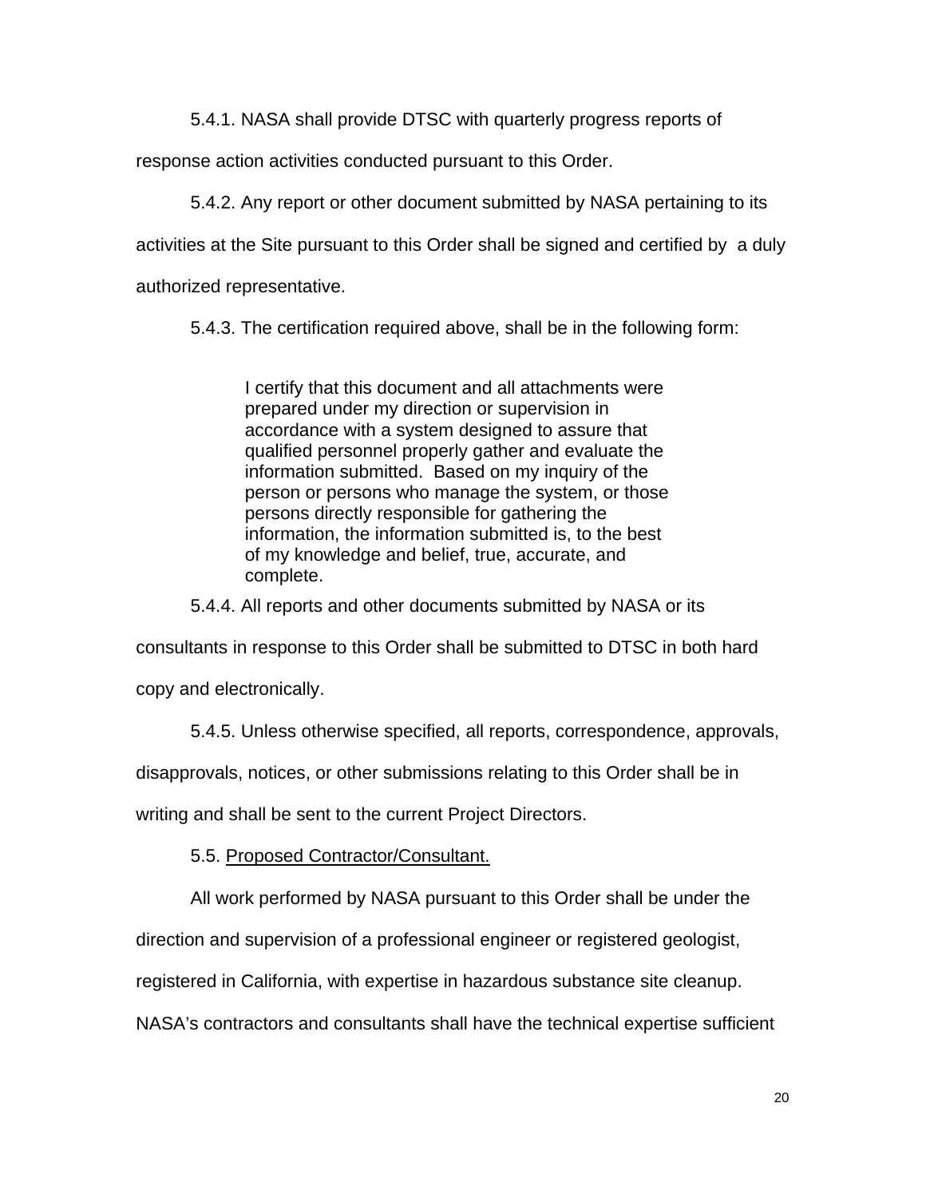5.4.1. NASA shall provide DTSC with quarterly progress reports of response action activities conducted pursuant to this Order.

5.4.2. Any report or other document submitted by NASA pertaining to its activities at the Site pursuant to this Order shall be signed and certified by a duly authorized representative.

5.4.3. The certification required above, shall be in the following form:

> I certify that this document and all attachments were prepared under my direction or supervision in accordance with a system designed to assure that qualified personnel properly gather and evaluate the information submitted. Based on my inquiry of the person or persons who manage the system, or those persons directly responsible for gathering the information, the information submitted is, to the best of my knowledge and belief, true, accurate, and complete.

5.4.4. All reports and other documents submitted by NASA or its consultants in response to this Order shall be submitted to DTSC in both hard copy and electronically.

5.4.5. Unless otherwise specified, all reports, correspondence, approvals, disapprovals, notices, or other submissions relating to this Order shall be in writing and shall be sent to the current Project Directors.

5.5. Proposed Contractor/Consultant.

All work performed by NASA pursuant to this Order shall be under the direction and supervision of a professional engineer or registered geologist, registered in California, with expertise in hazardous substance site cleanup. NASA's contractors and consultants shall have the technical expertise sufficient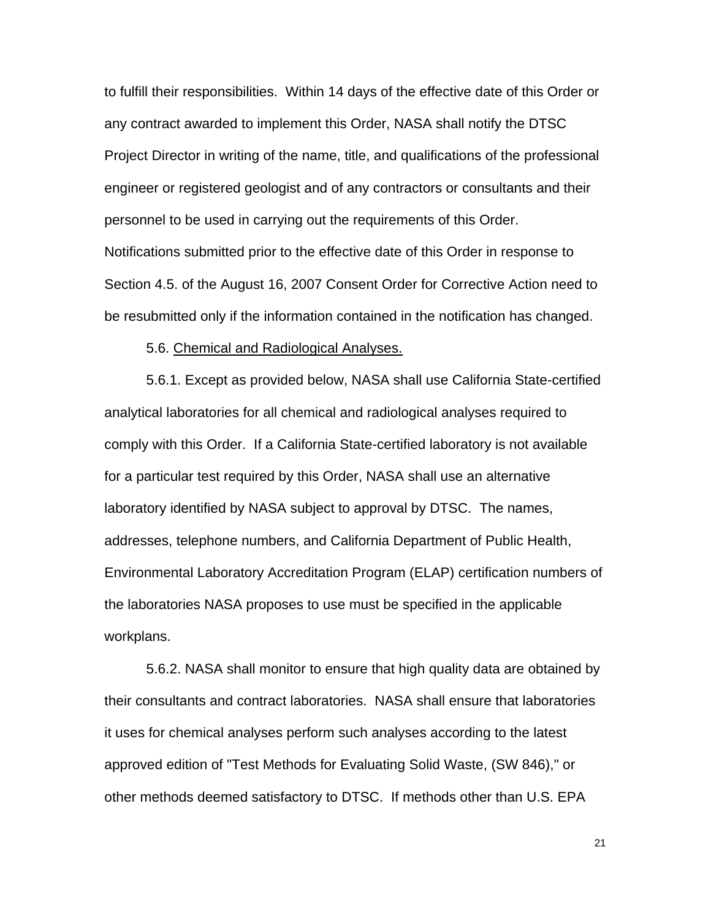to fulfill their responsibilities. Within 14 days of the effective date of this Order or any contract awarded to implement this Order, NASA shall notify the DTSC Project Director in writing of the name, title, and qualifications of the professional engineer or registered geologist and of any contractors or consultants and their personnel to be used in carrying out the requirements of this Order. Notifications submitted prior to the effective date of this Order in response to Section 4.5. of the August 16, 2007 Consent Order for Corrective Action need to be resubmitted only if the information contained in the notification has changed.

5.6. <u>Chemical and Radiological Analyses.</u>

5.6.1. Except as provided below, NASA shall use California State-certified analytical laboratories for all chemical and radiological analyses required to comply with this Order. If a California State-certified laboratory is not available for a particular test required by this Order, NASA shall use an alternative laboratory identified by NASA subject to approval by DTSC. The names, addresses, telephone numbers, and California Department of Public Health, Environmental Laboratory Accreditation Program (ELAP) certification numbers of the laboratories NASA proposes to use must be specified in the applicable workplans.

5.6.2. NASA shall monitor to ensure that high quality data are obtained by their consultants and contract laboratories. NASA shall ensure that laboratories it uses for chemical analyses perform such analyses according to the latest approved edition of "Test Methods for Evaluating Solid Waste, (SW 846)," or other methods deemed satisfactory to DTSC. If methods other than U.S. EPA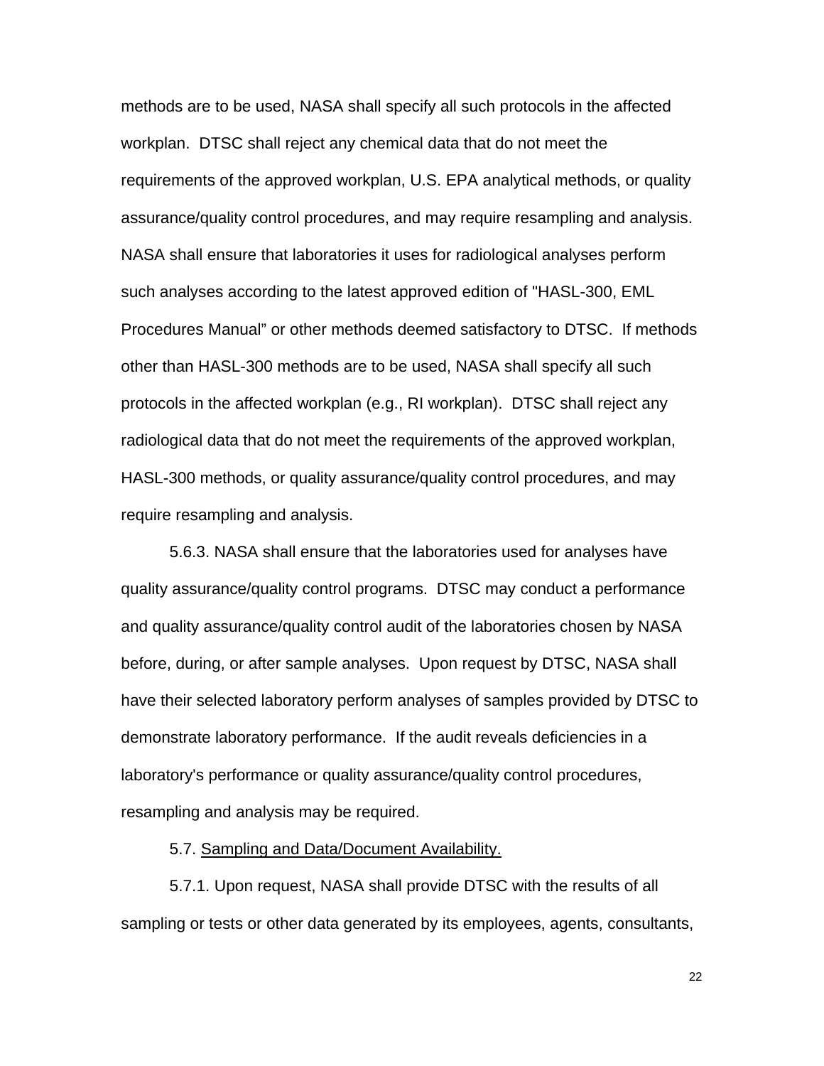methods are to be used, NASA shall specify all such protocols in the affected workplan. DTSC shall reject any chemical data that do not meet the requirements of the approved workplan, U.S. EPA analytical methods, or quality assurance/quality control procedures, and may require resampling and analysis. NASA shall ensure that laboratories it uses for radiological analyses perform such analyses according to the latest approved edition of "HASL-300, EML Procedures Manual" or other methods deemed satisfactory to DTSC. If methods other than HASL-300 methods are to be used, NASA shall specify all such protocols in the affected workplan (e.g., RI workplan). DTSC shall reject any radiological data that do not meet the requirements of the approved workplan, HASL-300 methods, or quality assurance/quality control procedures, and may require resampling and analysis.

5.6.3. NASA shall ensure that the laboratories used for analyses have quality assurance/quality control programs. DTSC may conduct a performance and quality assurance/quality control audit of the laboratories chosen by NASA before, during, or after sample analyses. Upon request by DTSC, NASA shall have their selected laboratory perform analyses of samples provided by DTSC to demonstrate laboratory performance. If the audit reveals deficiencies in a laboratory's performance or quality assurance/quality control procedures, resampling and analysis may be required.

5.7. Sampling and Data/Document Availability.

5.7.1. Upon request, NASA shall provide DTSC with the results of all sampling or tests or other data generated by its employees, agents, consultants,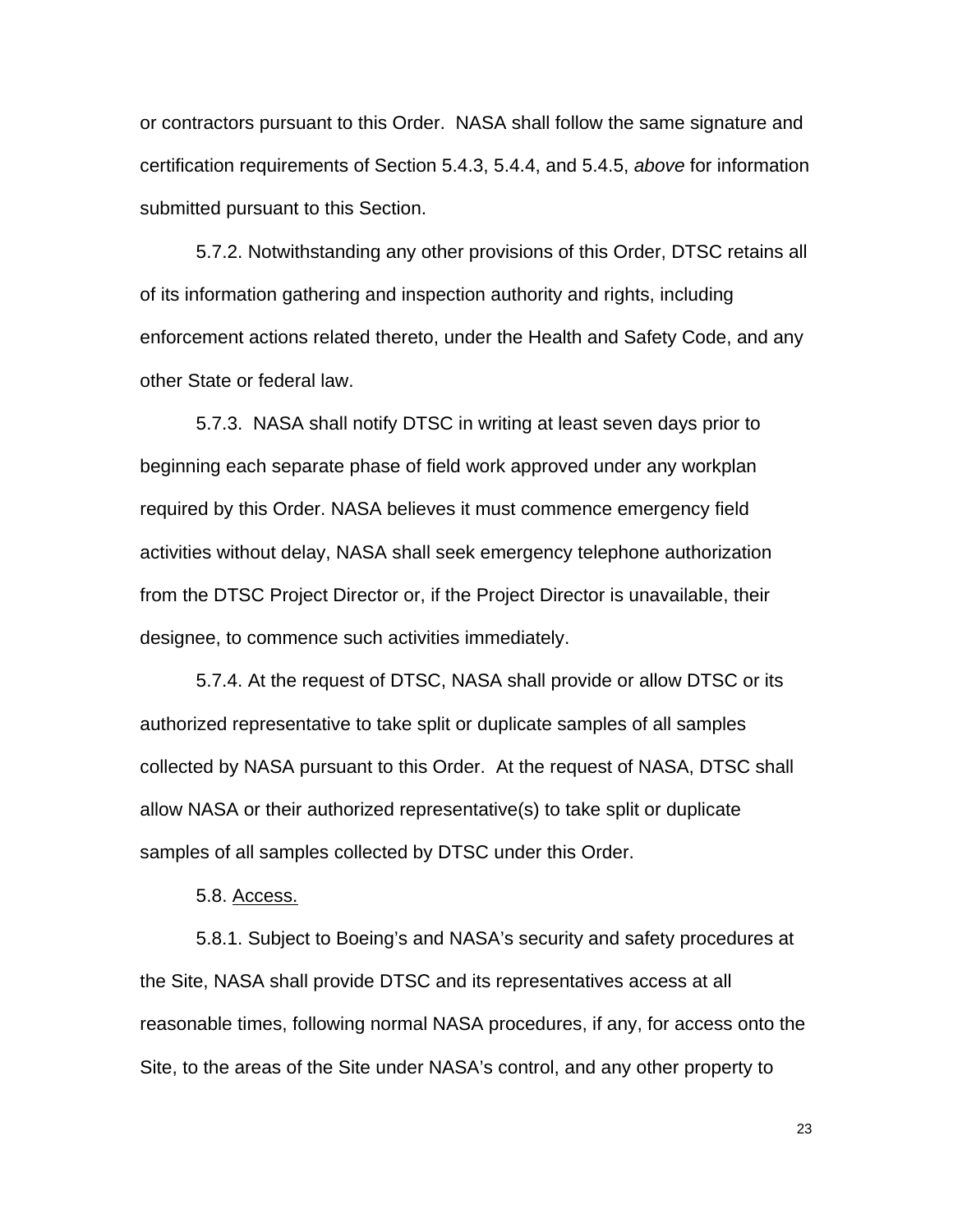or contractors pursuant to this Order. NASA shall follow the same signature and certification requirements of Section 5.4.3, 5.4.4, and 5.4.5, *above* for information submitted pursuant to this Section.

5.7.2. Notwithstanding any other provisions of this Order, DTSC retains all of its information gathering and inspection authority and rights, including enforcement actions related thereto, under the Health and Safety Code, and any other State or federal law.

5.7.3. NASA shall notify DTSC in writing at least seven days prior to beginning each separate phase of field work approved under any workplan required by this Order. NASA believes it must commence emergency field activities without delay, NASA shall seek emergency telephone authorization from the DTSC Project Director or, if the Project Director is unavailable, their designee, to commence such activities immediately.

5.7.4. At the request of DTSC, NASA shall provide or allow DTSC or its authorized representative to take split or duplicate samples of all samples collected by NASA pursuant to this Order. At the request of NASA, DTSC shall allow NASA or their authorized representative(s) to take split or duplicate samples of all samples collected by DTSC under this Order.

5.8. <u>Access.</u>

5.8.1. Subject to Boeing's and NASA's security and safety procedures at the Site, NASA shall provide DTSC and its representatives access at all reasonable times, following normal NASA procedures, if any, for access onto the Site, to the areas of the Site under NASA's control, and any other property to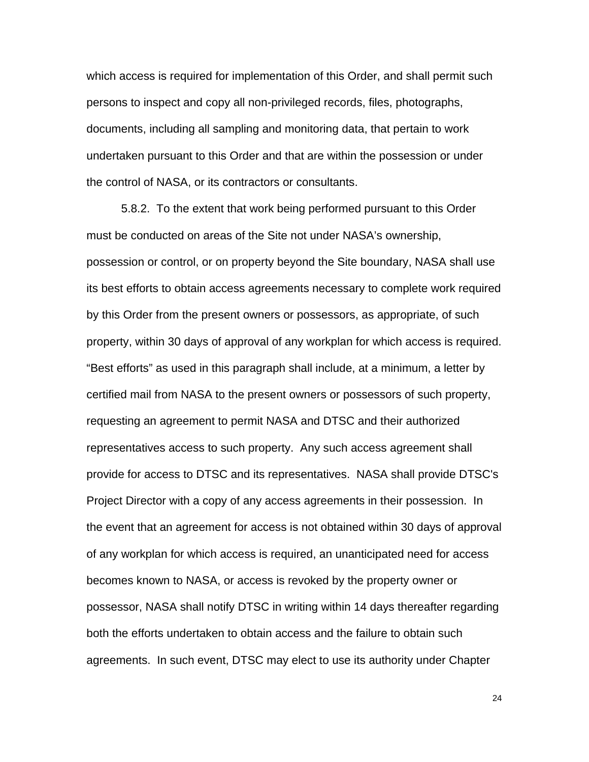which access is required for implementation of this Order, and shall permit such persons to inspect and copy all non-privileged records, files, photographs, documents, including all sampling and monitoring data, that pertain to work undertaken pursuant to this Order and that are within the possession or under the control of NASA, or its contractors or consultants.

5.8.2. To the extent that work being performed pursuant to this Order must be conducted on areas of the Site not under NASA's ownership, possession or control, or on property beyond the Site boundary, NASA shall use its best efforts to obtain access agreements necessary to complete work required by this Order from the present owners or possessors, as appropriate, of such property, within 30 days of approval of any workplan for which access is required. "Best efforts" as used in this paragraph shall include, at a minimum, a letter by certified mail from NASA to the present owners or possessors of such property, requesting an agreement to permit NASA and DTSC and their authorized representatives access to such property. Any such access agreement shall provide for access to DTSC and its representatives. NASA shall provide DTSC's Project Director with a copy of any access agreements in their possession. In the event that an agreement for access is not obtained within 30 days of approval of any workplan for which access is required, an unanticipated need for access becomes known to NASA, or access is revoked by the property owner or possessor, NASA shall notify DTSC in writing within 14 days thereafter regarding both the efforts undertaken to obtain access and the failure to obtain such agreements. In such event, DTSC may elect to use its authority under Chapter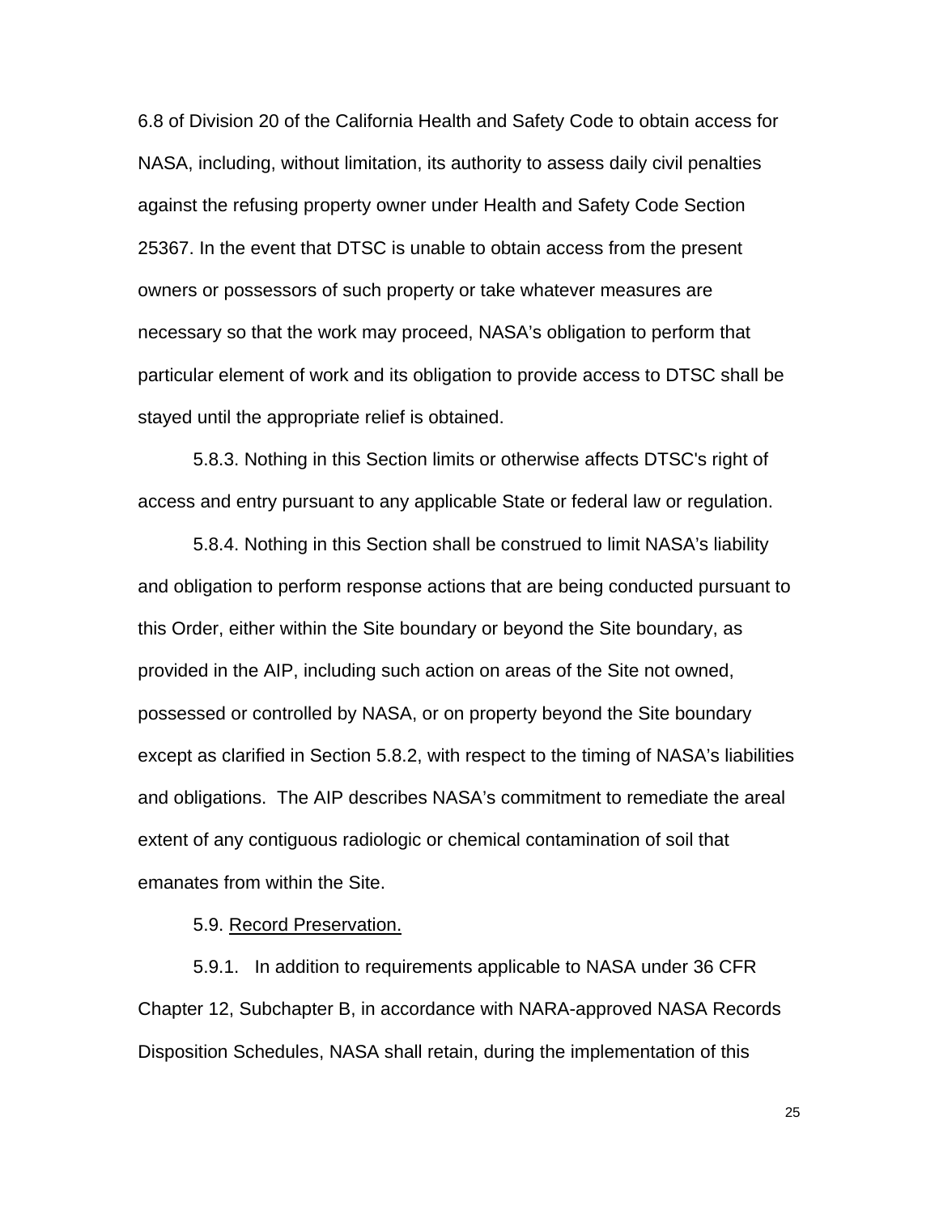6.8 of Division 20 of the California Health and Safety Code to obtain access for NASA, including, without limitation, its authority to assess daily civil penalties against the refusing property owner under Health and Safety Code Section 25367. In the event that DTSC is unable to obtain access from the present owners or possessors of such property or take whatever measures are necessary so that the work may proceed, NASA's obligation to perform that particular element of work and its obligation to provide access to DTSC shall be stayed until the appropriate relief is obtained.

5.8.3. Nothing in this Section limits or otherwise affects DTSC's right of access and entry pursuant to any applicable State or federal law or regulation.

5.8.4. Nothing in this Section shall be construed to limit NASA's liability and obligation to perform response actions that are being conducted pursuant to this Order, either within the Site boundary or beyond the Site boundary, as provided in the AIP, including such action on areas of the Site not owned, possessed or controlled by NASA, or on property beyond the Site boundary except as clarified in Section 5.8.2, with respect to the timing of NASA's liabilities and obligations. The AIP describes NASA's commitment to remediate the areal extent of any contiguous radiologic or chemical contamination of soil that emanates from within the Site.

5.9. Record Preservation.

5.9.1. In addition to requirements applicable to NASA under 36 CFR Chapter 12, Subchapter B, in accordance with NARA-approved NASA Records Disposition Schedules, NASA shall retain, during the implementation of this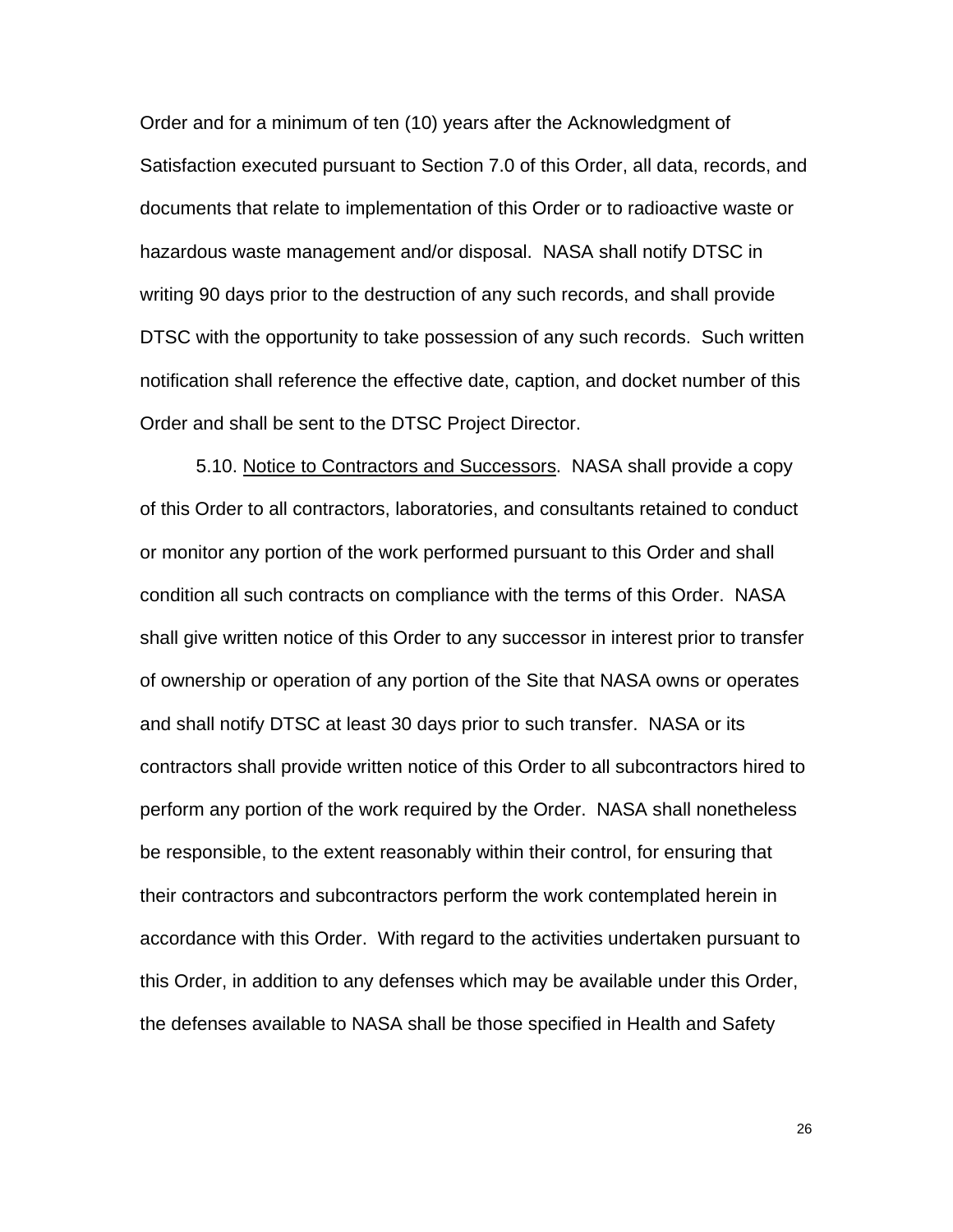Order and for a minimum of ten (10) years after the Acknowledgment of Satisfaction executed pursuant to Section 7.0 of this Order, all data, records, and documents that relate to implementation of this Order or to radioactive waste or hazardous waste management and/or disposal. NASA shall notify DTSC in writing 90 days prior to the destruction of any such records, and shall provide DTSC with the opportunity to take possession of any such records. Such written notification shall reference the effective date, caption, and docket number of this Order and shall be sent to the DTSC Project Director.

5.10. Notice to Contractors and Successors. NASA shall provide a copy of this Order to all contractors, laboratories, and consultants retained to conduct or monitor any portion of the work performed pursuant to this Order and shall condition all such contracts on compliance with the terms of this Order. NASA shall give written notice of this Order to any successor in interest prior to transfer of ownership or operation of any portion of the Site that NASA owns or operates and shall notify DTSC at least 30 days prior to such transfer. NASA or its contractors shall provide written notice of this Order to all subcontractors hired to perform any portion of the work required by the Order. NASA shall nonetheless be responsible, to the extent reasonably within their control, for ensuring that their contractors and subcontractors perform the work contemplated herein in accordance with this Order. With regard to the activities undertaken pursuant to this Order, in addition to any defenses which may be available under this Order, the defenses available to NASA shall be those specified in Health and Safety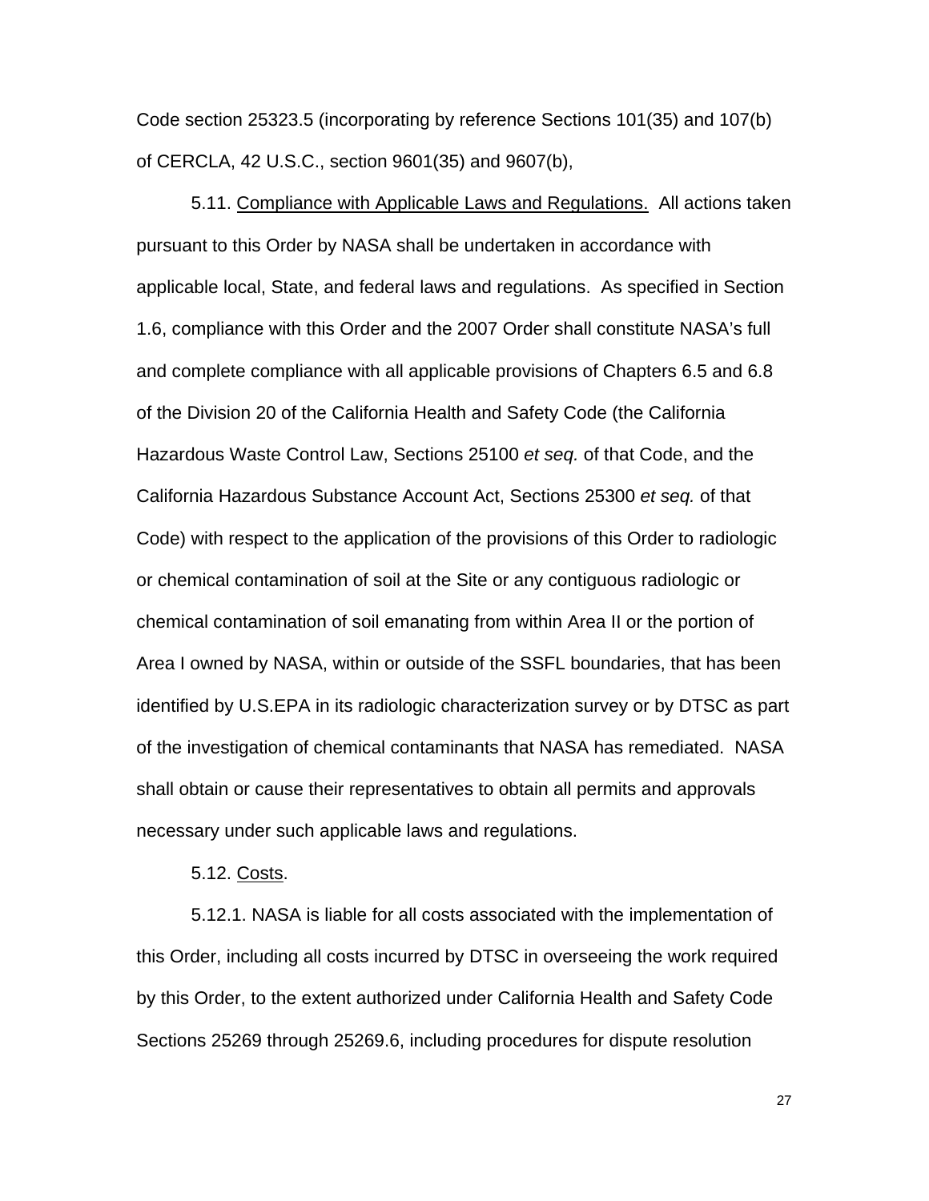Code section 25323.5 (incorporating by reference Sections 101(35) and 107(b) of CERCLA, 42 U.S.C., section 9601(35) and 9607(b),

5.11. Compliance with Applicable Laws and Regulations. All actions taken pursuant to this Order by NASA shall be undertaken in accordance with applicable local, State, and federal laws and regulations. As specified in Section 1.6, compliance with this Order and the 2007 Order shall constitute NASA's full and complete compliance with all applicable provisions of Chapters 6.5 and 6.8 of the Division 20 of the California Health and Safety Code (the California Hazardous Waste Control Law, Sections 25100 *et seq.* of that Code, and the California Hazardous Substance Account Act, Sections 25300 *et seq.* of that Code) with respect to the application of the provisions of this Order to radiologic or chemical contamination of soil at the Site or any contiguous radiologic or chemical contamination of soil emanating from within Area II or the portion of Area I owned by NASA, within or outside of the SSFL boundaries, that has been identified by U.S.EPA in its radiologic characterization survey or by DTSC as part of the investigation of chemical contaminants that NASA has remediated. NASA shall obtain or cause their representatives to obtain all permits and approvals necessary under such applicable laws and regulations.

5.12. Costs.

5.12.1. NASA is liable for all costs associated with the implementation of this Order, including all costs incurred by DTSC in overseeing the work required by this Order, to the extent authorized under California Health and Safety Code Sections 25269 through 25269.6, including procedures for dispute resolution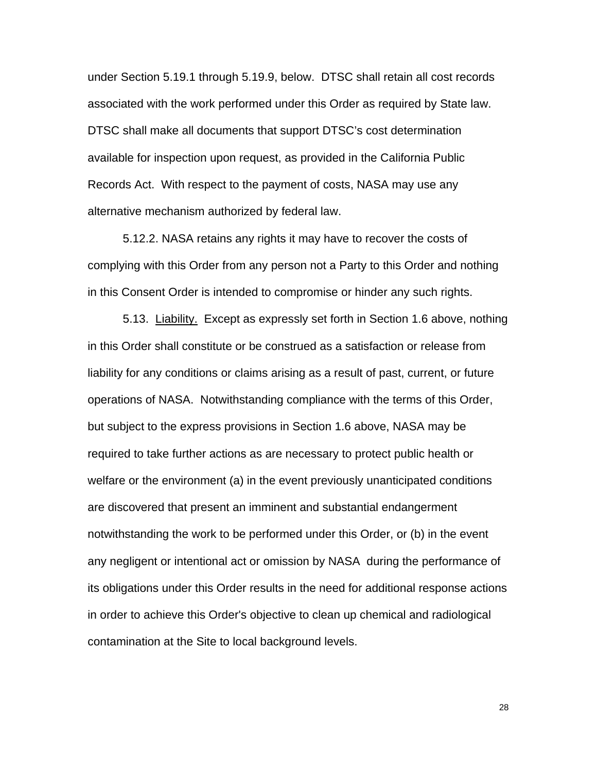under Section 5.19.1 through 5.19.9, below. DTSC shall retain all cost records associated with the work performed under this Order as required by State law. DTSC shall make all documents that support DTSC's cost determination available for inspection upon request, as provided in the California Public Records Act. With respect to the payment of costs, NASA may use any alternative mechanism authorized by federal law.

5.12.2. NASA retains any rights it may have to recover the costs of complying with this Order from any person not a Party to this Order and nothing in this Consent Order is intended to compromise or hinder any such rights.

5.13. Liability. Except as expressly set forth in Section 1.6 above, nothing in this Order shall constitute or be construed as a satisfaction or release from liability for any conditions or claims arising as a result of past, current, or future operations of NASA. Notwithstanding compliance with the terms of this Order, but subject to the express provisions in Section 1.6 above, NASA may be required to take further actions as are necessary to protect public health or welfare or the environment (a) in the event previously unanticipated conditions are discovered that present an imminent and substantial endangerment notwithstanding the work to be performed under this Order, or (b) in the event any negligent or intentional act or omission by NASA during the performance of its obligations under this Order results in the need for additional response actions in order to achieve this Order's objective to clean up chemical and radiological contamination at the Site to local background levels.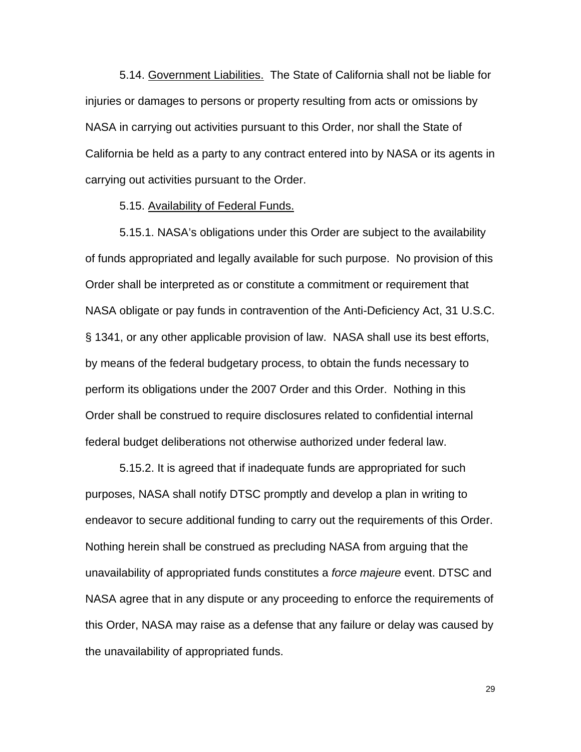5.14. Government Liabilities. The State of California shall not be liable for injuries or damages to persons or property resulting from acts or omissions by NASA in carrying out activities pursuant to this Order, nor shall the State of California be held as a party to any contract entered into by NASA or its agents in carrying out activities pursuant to the Order.

5.15. Availability of Federal Funds.

5.15.1. NASA's obligations under this Order are subject to the availability of funds appropriated and legally available for such purpose. No provision of this Order shall be interpreted as or constitute a commitment or requirement that NASA obligate or pay funds in contravention of the Anti-Deficiency Act, 31 U.S.C. § 1341, or any other applicable provision of law. NASA shall use its best efforts, by means of the federal budgetary process, to obtain the funds necessary to perform its obligations under the 2007 Order and this Order. Nothing in this Order shall be construed to require disclosures related to confidential internal federal budget deliberations not otherwise authorized under federal law.

5.15.2. It is agreed that if inadequate funds are appropriated for such purposes, NASA shall notify DTSC promptly and develop a plan in writing to endeavor to secure additional funding to carry out the requirements of this Order. Nothing herein shall be construed as precluding NASA from arguing that the unavailability of appropriated funds constitutes a *force majeure* event. DTSC and NASA agree that in any dispute or any proceeding to enforce the requirements of this Order, NASA may raise as a defense that any failure or delay was caused by the unavailability of appropriated funds.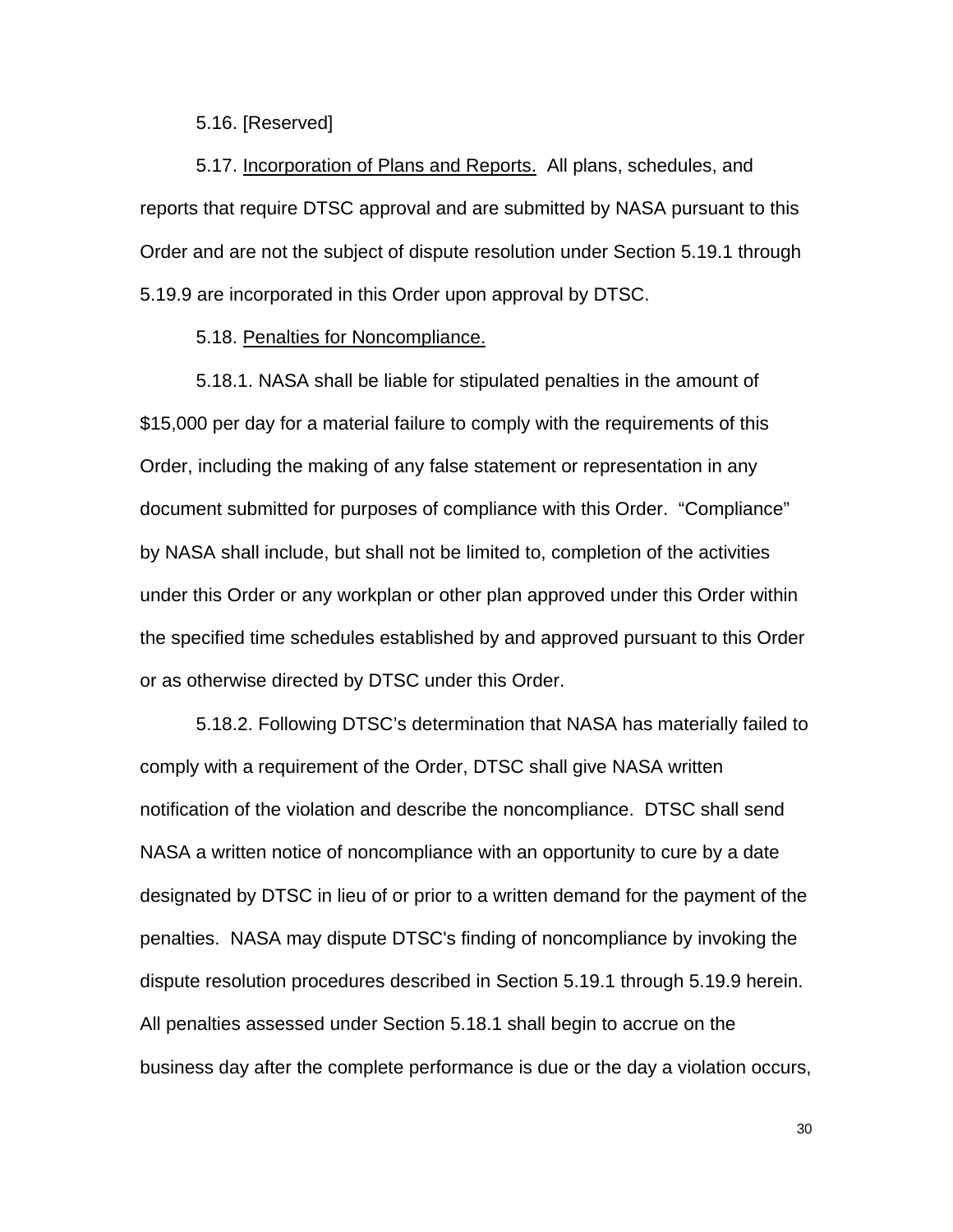5.16. [Reserved]

5.17. Incorporation of Plans and Reports. All plans, schedules, and reports that require DTSC approval and are submitted by NASA pursuant to this Order and are not the subject of dispute resolution under Section 5.19.1 through 5.19.9 are incorporated in this Order upon approval by DTSC.

5.18. Penalties for Noncompliance.

5.18.1. NASA shall be liable for stipulated penalties in the amount of $15,000 per day for a material failure to comply with the requirements of this Order, including the making of any false statement or representation in any document submitted for purposes of compliance with this Order. "Compliance" by NASA shall include, but shall not be limited to, completion of the activities under this Order or any workplan or other plan approved under this Order within the specified time schedules established by and approved pursuant to this Order or as otherwise directed by DTSC under this Order.

5.18.2. Following DTSC's determination that NASA has materially failed to comply with a requirement of the Order, DTSC shall give NASA written notification of the violation and describe the noncompliance. DTSC shall send NASA a written notice of noncompliance with an opportunity to cure by a date designated by DTSC in lieu of or prior to a written demand for the payment of the penalties. NASA may dispute DTSC's finding of noncompliance by invoking the dispute resolution procedures described in Section 5.19.1 through 5.19.9 herein. All penalties assessed under Section 5.18.1 shall begin to accrue on the business day after the complete performance is due or the day a violation occurs,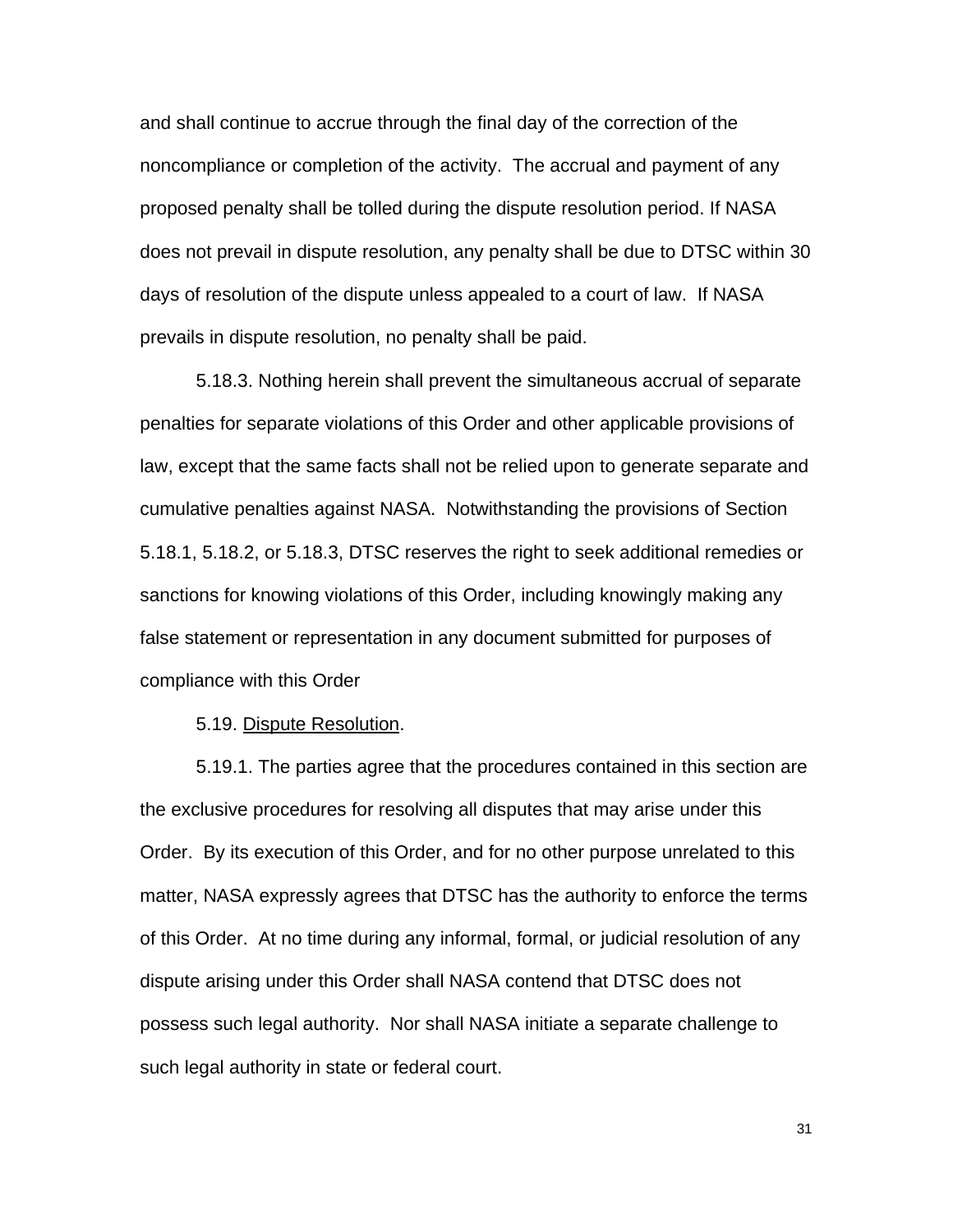and shall continue to accrue through the final day of the correction of the noncompliance or completion of the activity. The accrual and payment of any proposed penalty shall be tolled during the dispute resolution period. If NASA does not prevail in dispute resolution, any penalty shall be due to DTSC within 30 days of resolution of the dispute unless appealed to a court of law. If NASA prevails in dispute resolution, no penalty shall be paid.

5.18.3. Nothing herein shall prevent the simultaneous accrual of separate penalties for separate violations of this Order and other applicable provisions of law, except that the same facts shall not be relied upon to generate separate and cumulative penalties against NASA. Notwithstanding the provisions of Section 5.18.1, 5.18.2, or 5.18.3, DTSC reserves the right to seek additional remedies or sanctions for knowing violations of this Order, including knowingly making any false statement or representation in any document submitted for purposes of compliance with this Order

5.19. <u>Dispute Resolution</u>.

5.19.1. The parties agree that the procedures contained in this section are the exclusive procedures for resolving all disputes that may arise under this Order. By its execution of this Order, and for no other purpose unrelated to this matter, NASA expressly agrees that DTSC has the authority to enforce the terms of this Order. At no time during any informal, formal, or judicial resolution of any dispute arising under this Order shall NASA contend that DTSC does not possess such legal authority. Nor shall NASA initiate a separate challenge to such legal authority in state or federal court.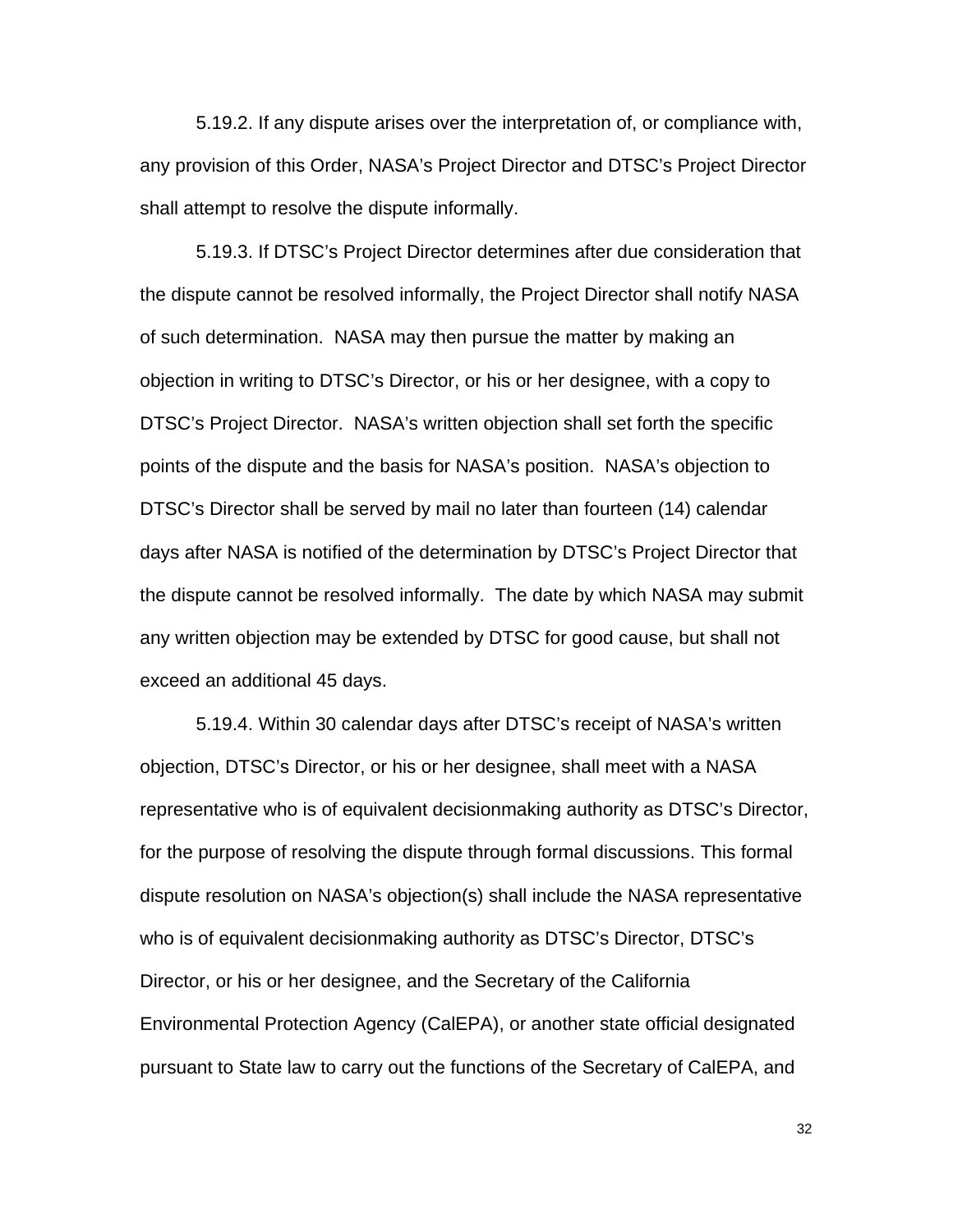5.19.2. If any dispute arises over the interpretation of, or compliance with, any provision of this Order, NASA's Project Director and DTSC's Project Director shall attempt to resolve the dispute informally.

5.19.3. If DTSC's Project Director determines after due consideration that the dispute cannot be resolved informally, the Project Director shall notify NASA of such determination. NASA may then pursue the matter by making an objection in writing to DTSC's Director, or his or her designee, with a copy to DTSC's Project Director. NASA's written objection shall set forth the specific points of the dispute and the basis for NASA's position. NASA's objection to DTSC's Director shall be served by mail no later than fourteen (14) calendar days after NASA is notified of the determination by DTSC's Project Director that the dispute cannot be resolved informally. The date by which NASA may submit any written objection may be extended by DTSC for good cause, but shall not exceed an additional 45 days.

5.19.4. Within 30 calendar days after DTSC's receipt of NASA's written objection, DTSC's Director, or his or her designee, shall meet with a NASA representative who is of equivalent decisionmaking authority as DTSC's Director, for the purpose of resolving the dispute through formal discussions. This formal dispute resolution on NASA's objection(s) shall include the NASA representative who is of equivalent decisionmaking authority as DTSC's Director, DTSC's Director, or his or her designee, and the Secretary of the California Environmental Protection Agency (CalEPA), or another state official designated pursuant to State law to carry out the functions of the Secretary of CalEPA, and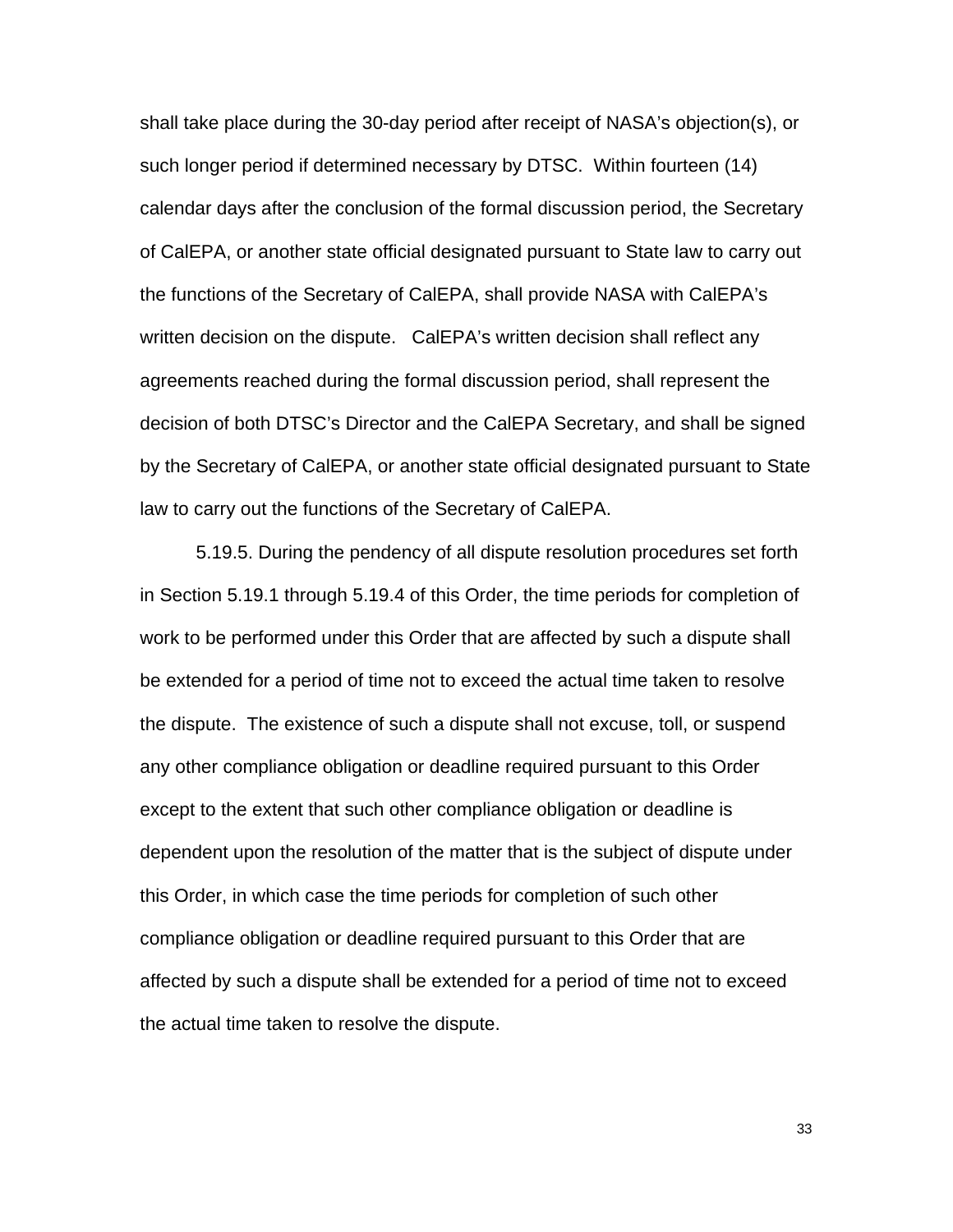shall take place during the 30-day period after receipt of NASA's objection(s), or such longer period if determined necessary by DTSC. Within fourteen (14) calendar days after the conclusion of the formal discussion period, the Secretary of CalEPA, or another state official designated pursuant to State law to carry out the functions of the Secretary of CalEPA, shall provide NASA with CalEPA's written decision on the dispute. CalEPA's written decision shall reflect any agreements reached during the formal discussion period, shall represent the decision of both DTSC's Director and the CalEPA Secretary, and shall be signed by the Secretary of CalEPA, or another state official designated pursuant to State law to carry out the functions of the Secretary of CalEPA.

5.19.5. During the pendency of all dispute resolution procedures set forth in Section 5.19.1 through 5.19.4 of this Order, the time periods for completion of work to be performed under this Order that are affected by such a dispute shall be extended for a period of time not to exceed the actual time taken to resolve the dispute. The existence of such a dispute shall not excuse, toll, or suspend any other compliance obligation or deadline required pursuant to this Order except to the extent that such other compliance obligation or deadline is dependent upon the resolution of the matter that is the subject of dispute under this Order, in which case the time periods for completion of such other compliance obligation or deadline required pursuant to this Order that are affected by such a dispute shall be extended for a period of time not to exceed the actual time taken to resolve the dispute.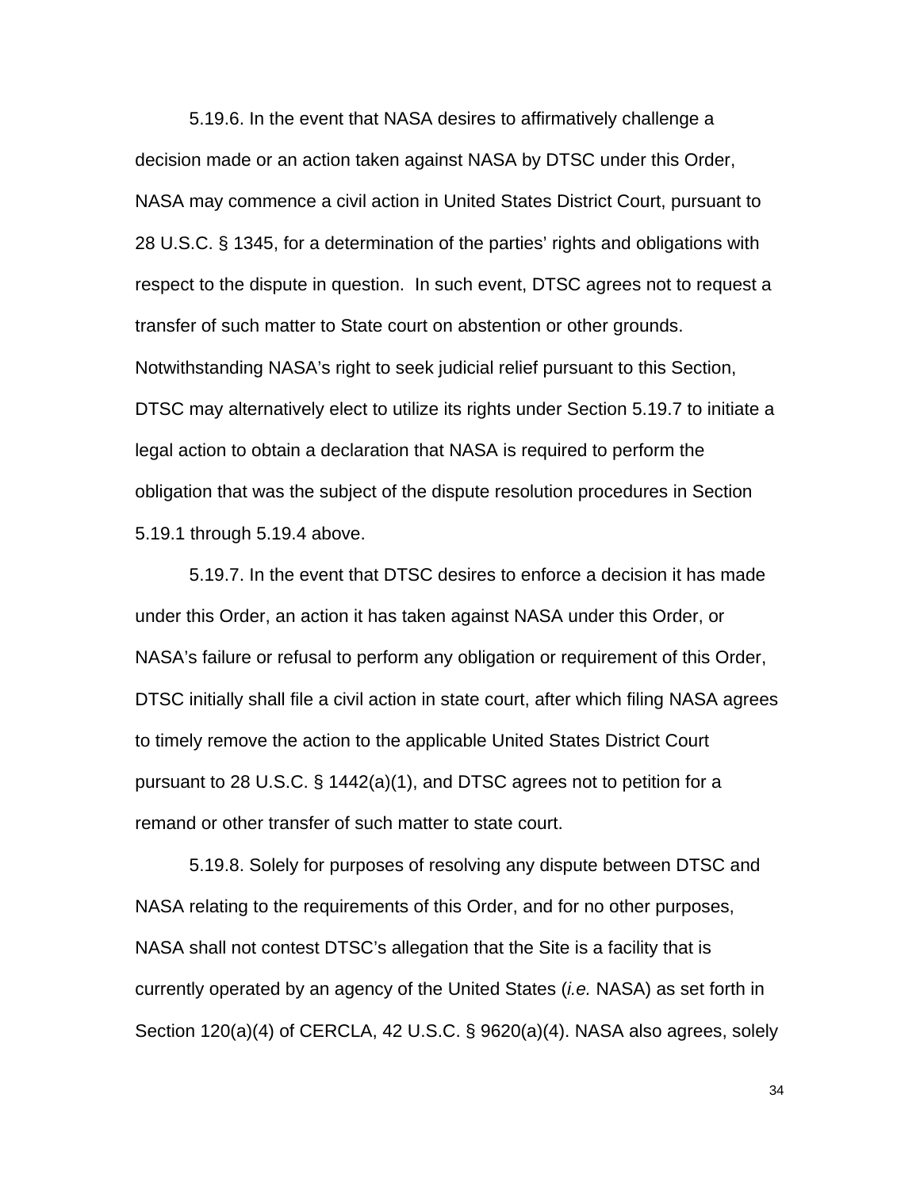5.19.6. In the event that NASA desires to affirmatively challenge a decision made or an action taken against NASA by DTSC under this Order, NASA may commence a civil action in United States District Court, pursuant to 28 U.S.C. § 1345, for a determination of the parties' rights and obligations with respect to the dispute in question. In such event, DTSC agrees not to request a transfer of such matter to State court on abstention or other grounds. Notwithstanding NASA's right to seek judicial relief pursuant to this Section, DTSC may alternatively elect to utilize its rights under Section 5.19.7 to initiate a legal action to obtain a declaration that NASA is required to perform the obligation that was the subject of the dispute resolution procedures in Section 5.19.1 through 5.19.4 above.

5.19.7. In the event that DTSC desires to enforce a decision it has made under this Order, an action it has taken against NASA under this Order, or NASA's failure or refusal to perform any obligation or requirement of this Order, DTSC initially shall file a civil action in state court, after which filing NASA agrees to timely remove the action to the applicable United States District Court pursuant to 28 U.S.C. § 1442(a)(1), and DTSC agrees not to petition for a remand or other transfer of such matter to state court.

5.19.8. Solely for purposes of resolving any dispute between DTSC and NASA relating to the requirements of this Order, and for no other purposes, NASA shall not contest DTSC's allegation that the Site is a facility that is currently operated by an agency of the United States (*i.e.* NASA) as set forth in Section 120(a)(4) of CERCLA, 42 U.S.C. § 9620(a)(4). NASA also agrees, solely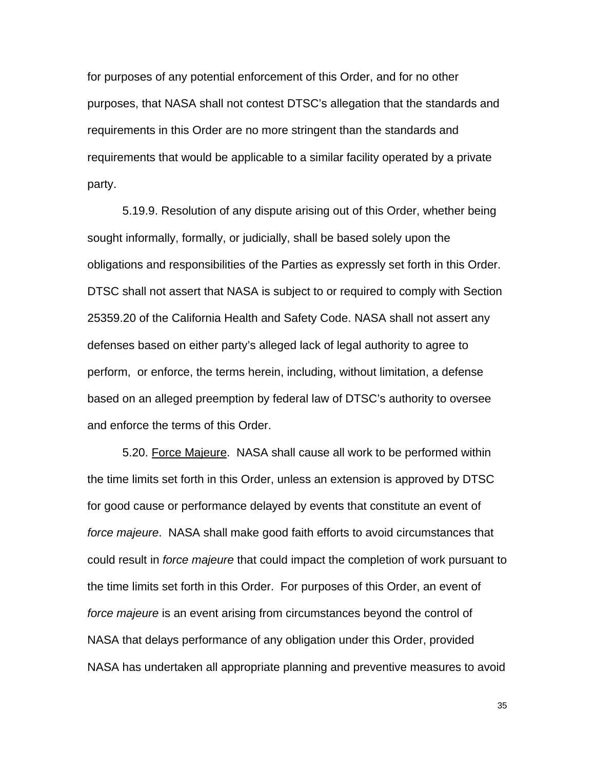for purposes of any potential enforcement of this Order, and for no other purposes, that NASA shall not contest DTSC's allegation that the standards and requirements in this Order are no more stringent than the standards and requirements that would be applicable to a similar facility operated by a private party.

5.19.9. Resolution of any dispute arising out of this Order, whether being sought informally, formally, or judicially, shall be based solely upon the obligations and responsibilities of the Parties as expressly set forth in this Order. DTSC shall not assert that NASA is subject to or required to comply with Section 25359.20 of the California Health and Safety Code. NASA shall not assert any defenses based on either party's alleged lack of legal authority to agree to perform, or enforce, the terms herein, including, without limitation, a defense based on an alleged preemption by federal law of DTSC's authority to oversee and enforce the terms of this Order.

5.20. Force Majeure. NASA shall cause all work to be performed within the time limits set forth in this Order, unless an extension is approved by DTSC for good cause or performance delayed by events that constitute an event of *force majeure*. NASA shall make good faith efforts to avoid circumstances that could result in *force majeure* that could impact the completion of work pursuant to the time limits set forth in this Order. For purposes of this Order, an event of *force majeure* is an event arising from circumstances beyond the control of NASA that delays performance of any obligation under this Order, provided NASA has undertaken all appropriate planning and preventive measures to avoid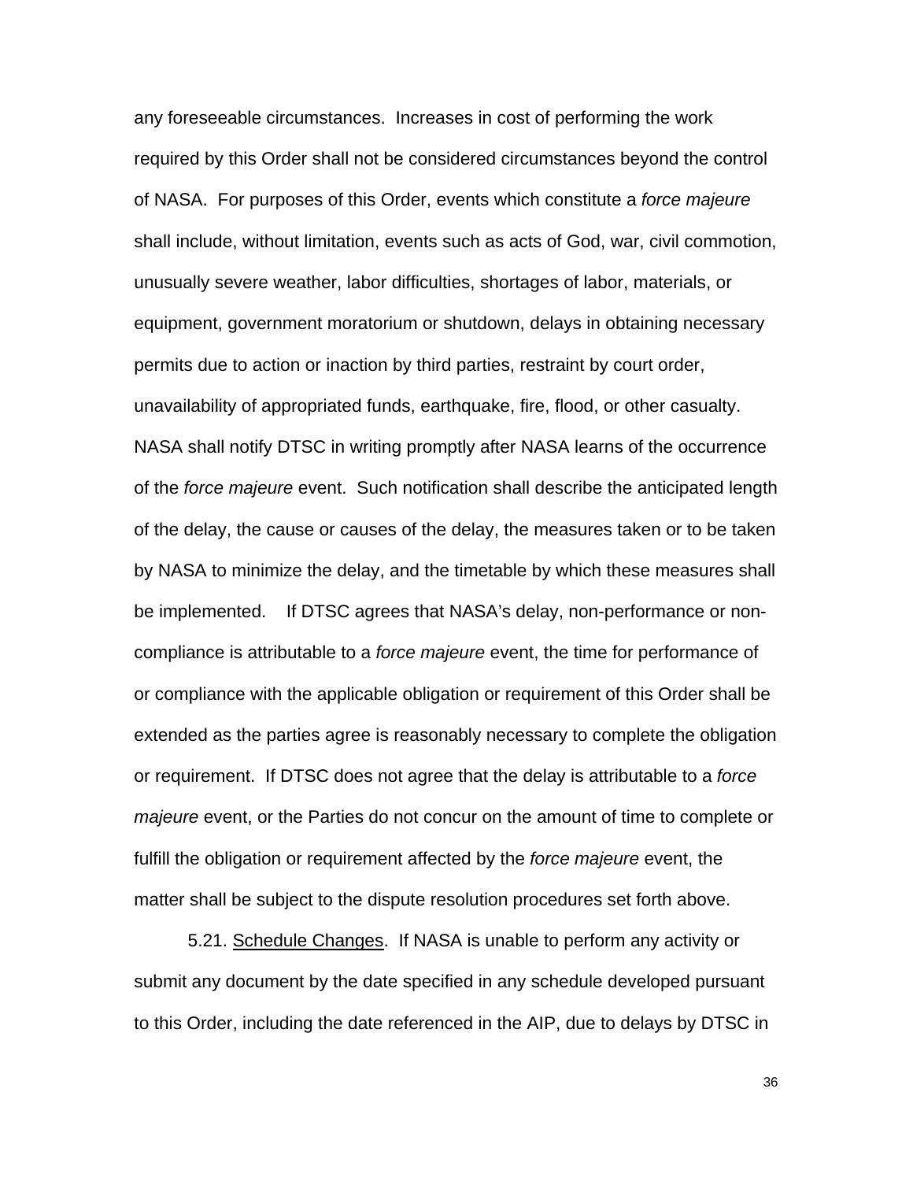any foreseeable circumstances. Increases in cost of performing the work required by this Order shall not be considered circumstances beyond the control of NASA. For purposes of this Order, events which constitute a *force majeure* shall include, without limitation, events such as acts of God, war, civil commotion, unusually severe weather, labor difficulties, shortages of labor, materials, or equipment, government moratorium or shutdown, delays in obtaining necessary permits due to action or inaction by third parties, restraint by court order, unavailability of appropriated funds, earthquake, fire, flood, or other casualty. NASA shall notify DTSC in writing promptly after NASA learns of the occurrence of the *force majeure* event. Such notification shall describe the anticipated length of the delay, the cause or causes of the delay, the measures taken or to be taken by NASA to minimize the delay, and the timetable by which these measures shall be implemented. If DTSC agrees that NASA's delay, non-performance or non-compliance is attributable to a *force majeure* event, the time for performance of or compliance with the applicable obligation or requirement of this Order shall be extended as the parties agree is reasonably necessary to complete the obligation or requirement. If DTSC does not agree that the delay is attributable to a *force majeure* event, or the Parties do not concur on the amount of time to complete or fulfill the obligation or requirement affected by the *force majeure* event, the matter shall be subject to the dispute resolution procedures set forth above.

5.21. Schedule Changes. If NASA is unable to perform any activity or submit any document by the date specified in any schedule developed pursuant to this Order, including the date referenced in the AIP, due to delays by DTSC in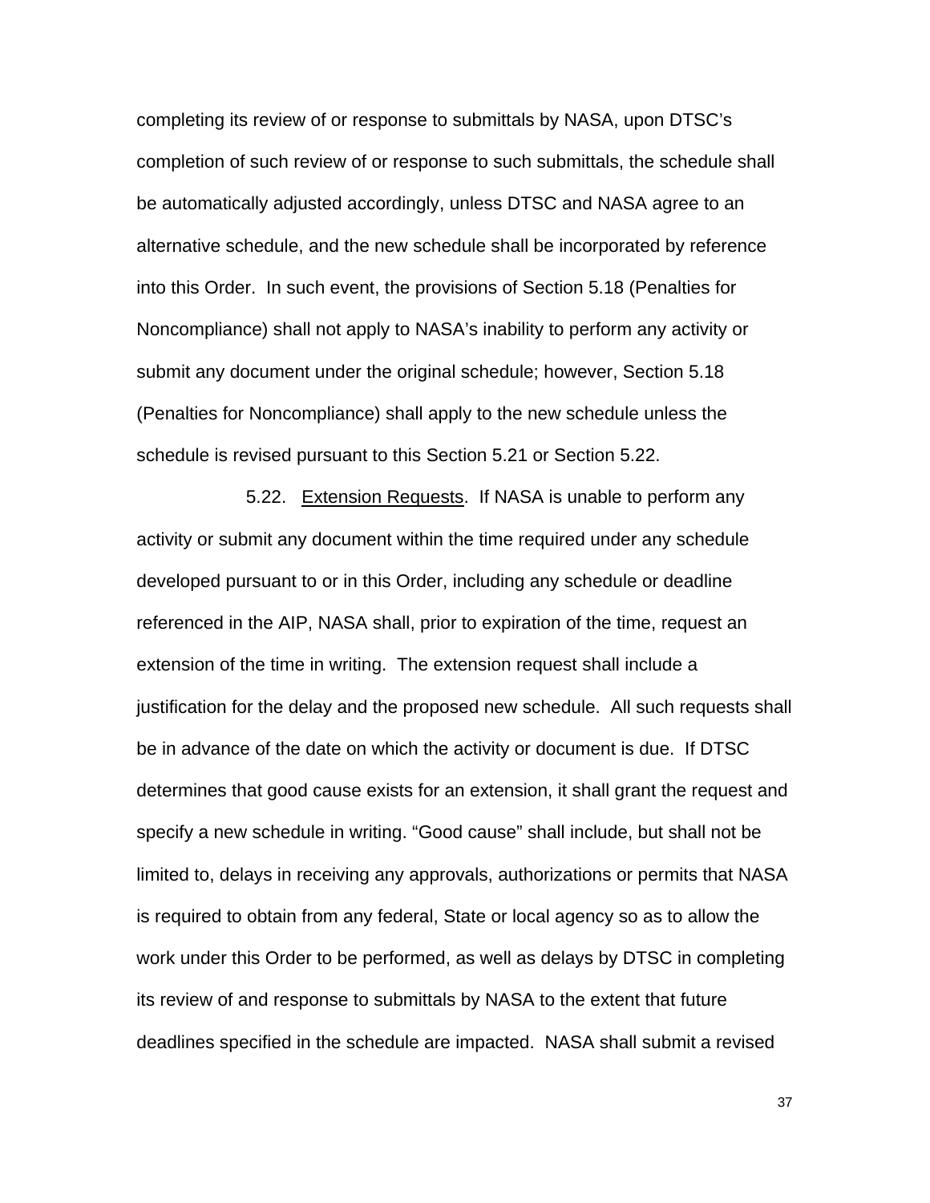completing its review of or response to submittals by NASA, upon DTSC's completion of such review of or response to such submittals, the schedule shall be automatically adjusted accordingly, unless DTSC and NASA agree to an alternative schedule, and the new schedule shall be incorporated by reference into this Order. In such event, the provisions of Section 5.18 (Penalties for Noncompliance) shall not apply to NASA's inability to perform any activity or submit any document under the original schedule; however, Section 5.18 (Penalties for Noncompliance) shall apply to the new schedule unless the schedule is revised pursuant to this Section 5.21 or Section 5.22.

5.22. Extension Requests. If NASA is unable to perform any activity or submit any document within the time required under any schedule developed pursuant to or in this Order, including any schedule or deadline referenced in the AIP, NASA shall, prior to expiration of the time, request an extension of the time in writing. The extension request shall include a justification for the delay and the proposed new schedule. All such requests shall be in advance of the date on which the activity or document is due. If DTSC determines that good cause exists for an extension, it shall grant the request and specify a new schedule in writing. "Good cause" shall include, but shall not be limited to, delays in receiving any approvals, authorizations or permits that NASA is required to obtain from any federal, State or local agency so as to allow the work under this Order to be performed, as well as delays by DTSC in completing its review of and response to submittals by NASA to the extent that future deadlines specified in the schedule are impacted. NASA shall submit a revised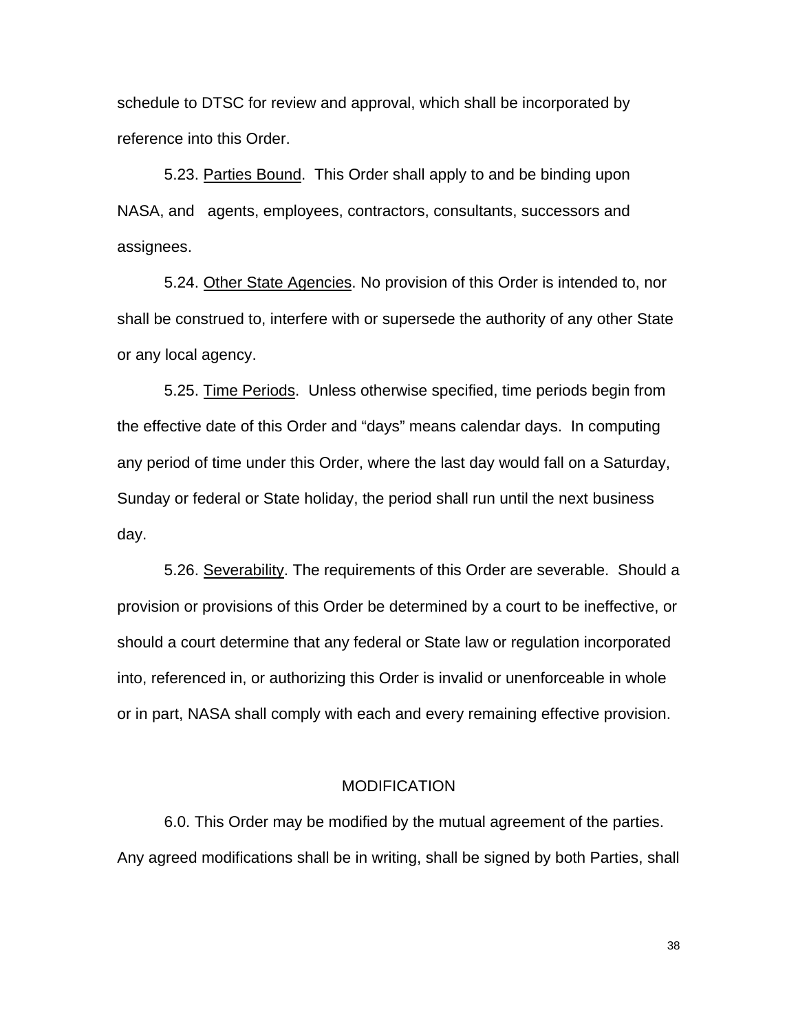schedule to DTSC for review and approval, which shall be incorporated by reference into this Order.

5.23. Parties Bound. This Order shall apply to and be binding upon NASA, and agents, employees, contractors, consultants, successors and assignees.

5.24. Other State Agencies. No provision of this Order is intended to, nor shall be construed to, interfere with or supersede the authority of any other State or any local agency.

5.25. Time Periods. Unless otherwise specified, time periods begin from the effective date of this Order and "days" means calendar days. In computing any period of time under this Order, where the last day would fall on a Saturday, Sunday or federal or State holiday, the period shall run until the next business day.

5.26. Severability. The requirements of this Order are severable. Should a provision or provisions of this Order be determined by a court to be ineffective, or should a court determine that any federal or State law or regulation incorporated into, referenced in, or authorizing this Order is invalid or unenforceable in whole or in part, NASA shall comply with each and every remaining effective provision.

## MODIFICATION

6.0. This Order may be modified by the mutual agreement of the parties. Any agreed modifications shall be in writing, shall be signed by both Parties, shall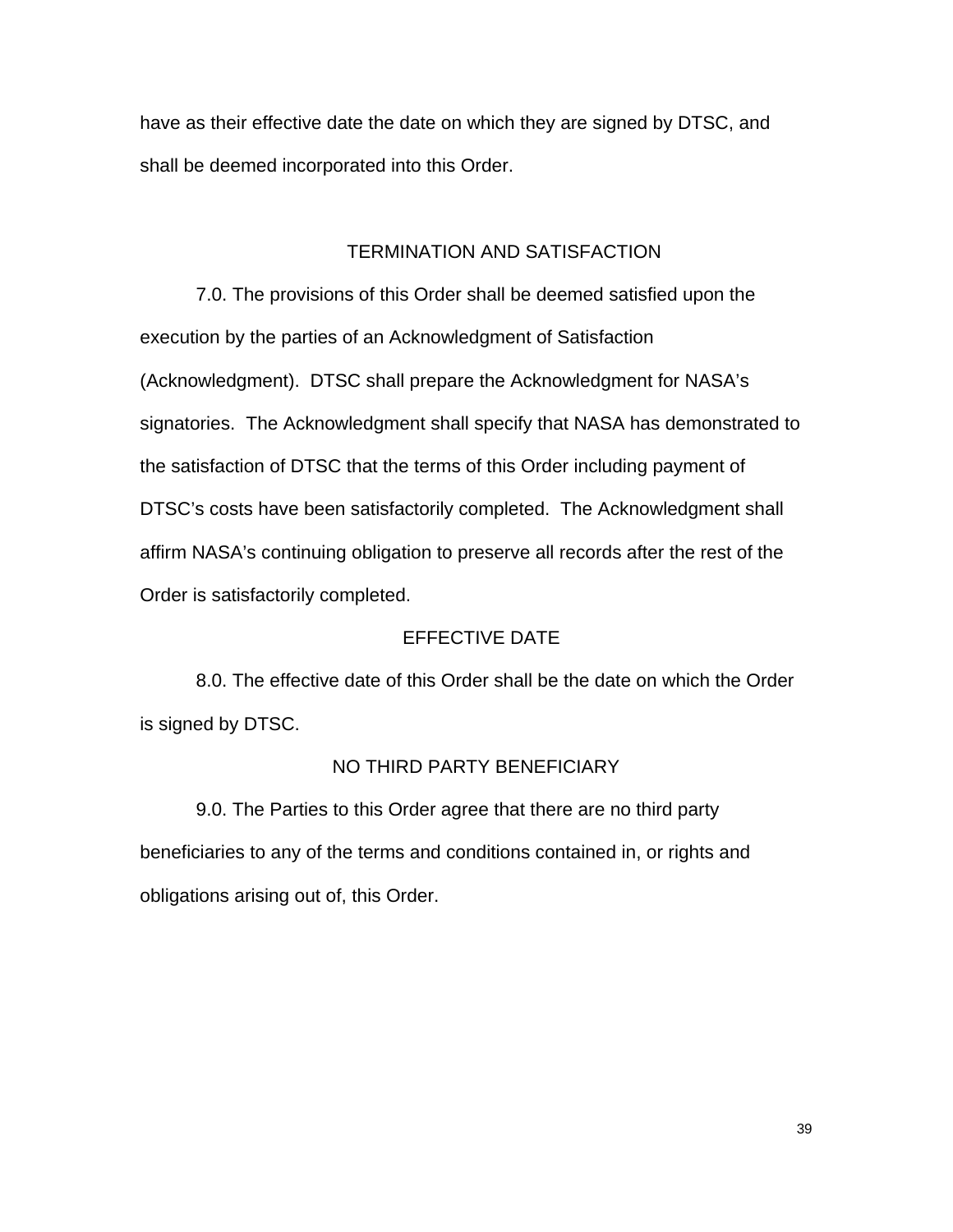have as their effective date the date on which they are signed by DTSC, and shall be deemed incorporated into this Order.

## TERMINATION AND SATISFACTION

7.0. The provisions of this Order shall be deemed satisfied upon the execution by the parties of an Acknowledgment of Satisfaction (Acknowledgment). DTSC shall prepare the Acknowledgment for NASA's signatories. The Acknowledgment shall specify that NASA has demonstrated to the satisfaction of DTSC that the terms of this Order including payment of DTSC's costs have been satisfactorily completed. The Acknowledgment shall affirm NASA's continuing obligation to preserve all records after the rest of the Order is satisfactorily completed.

## EFFECTIVE DATE

8.0. The effective date of this Order shall be the date on which the Order is signed by DTSC.

## NO THIRD PARTY BENEFICIARY

9.0. The Parties to this Order agree that there are no third party beneficiaries to any of the terms and conditions contained in, or rights and obligations arising out of, this Order.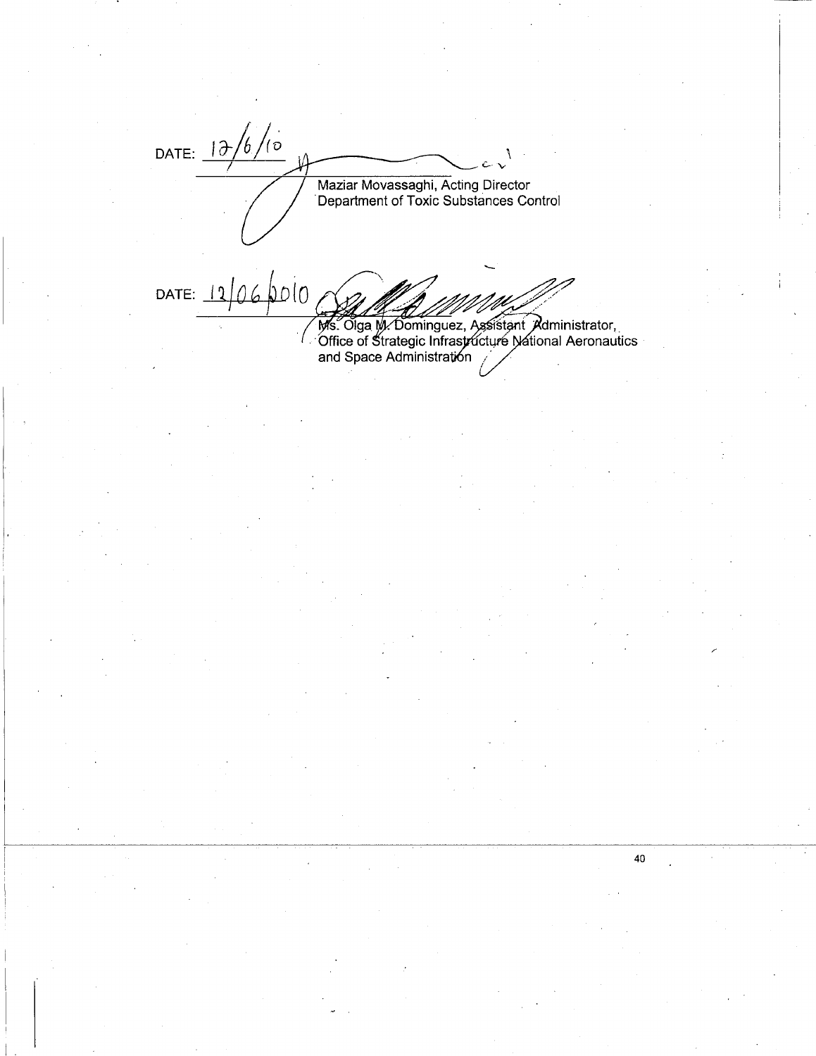DATE: 12/6/10

Maziar Movassaghi, Acting Director
Department of Toxic Substances Control

DATE: 12/06/2010

Ms. Olga M. Dominguez, Assistant Administrator,
Office of Strategic Infrastructure National Aeronautics and Space Administration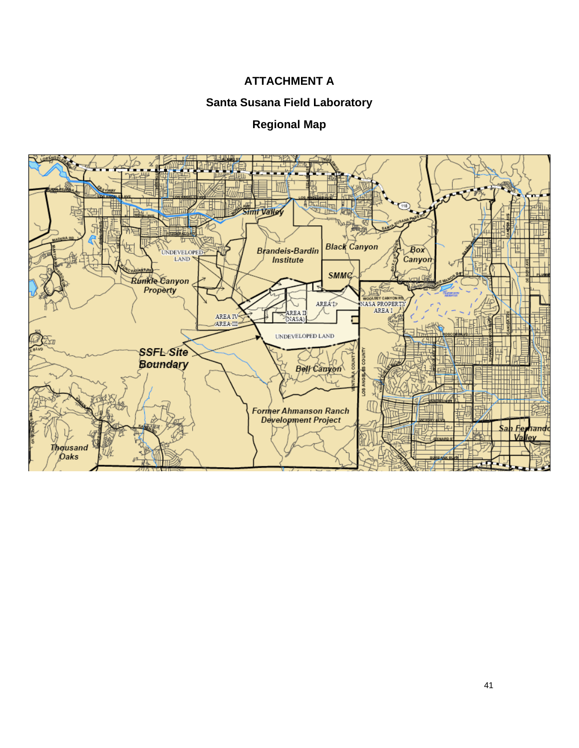# ATTACHMENT A

## Santa Susana Field Laboratory

## Regional Map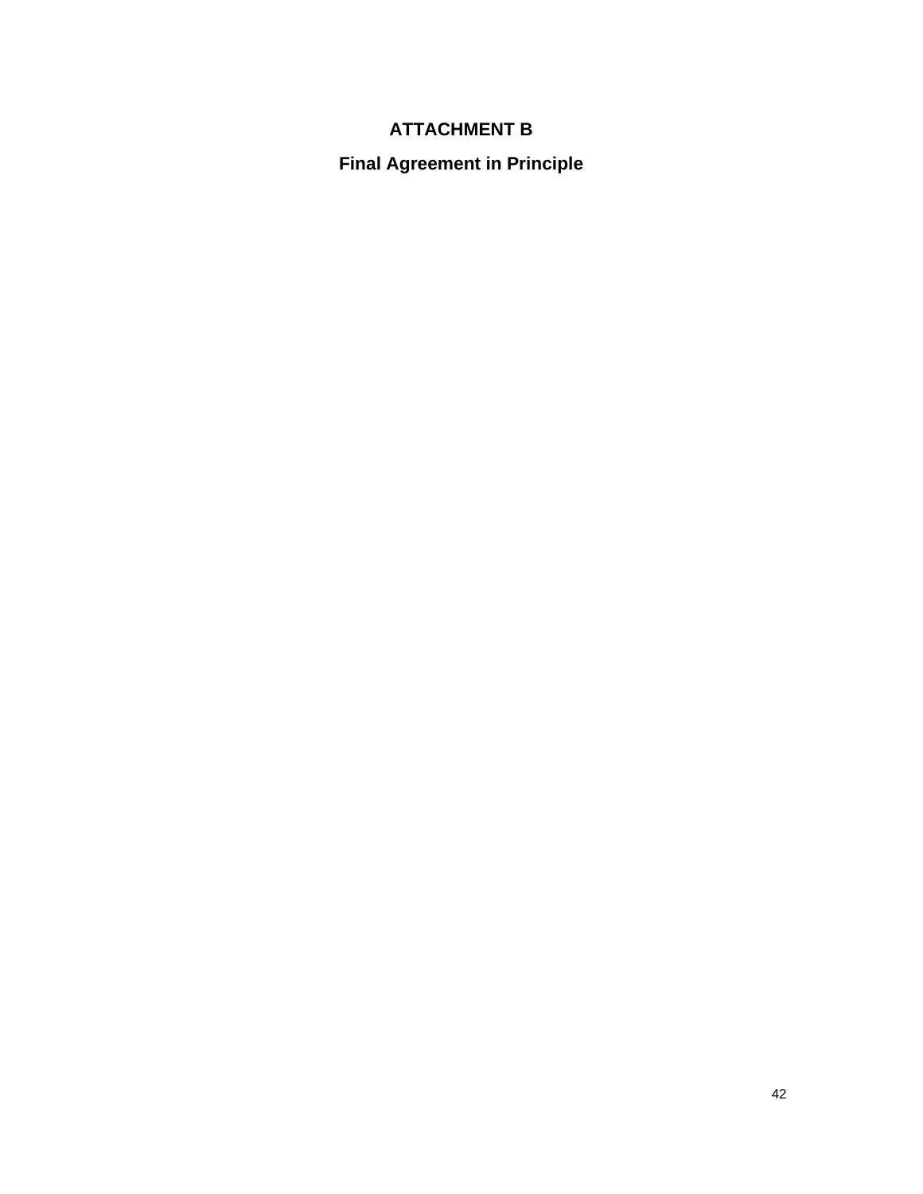# ATTACHMENT B

## Final Agreement in Principle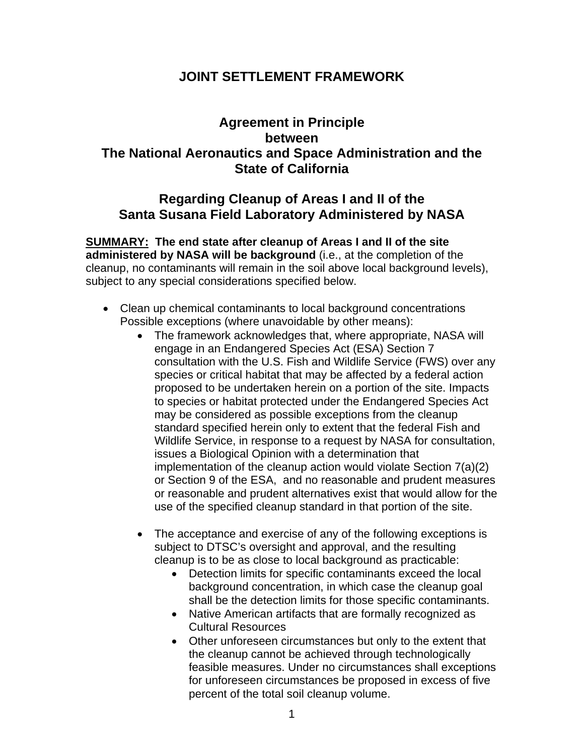# JOINT SETTLEMENT FRAMEWORK

## Agreement in Principle between The National Aeronautics and Space Administration and the State of California

## Regarding Cleanup of Areas I and II of the Santa Susana Field Laboratory Administered by NASA

**<u>SUMMARY:</u> The end state after cleanup of Areas I and II of the site administered by NASA will be background** (i.e., at the completion of the cleanup, no contaminants will remain in the soil above local background levels), subject to any special considerations specified below.

- Clean up chemical contaminants to local background concentrations Possible exceptions (where unavoidable by other means):
  - The framework acknowledges that, where appropriate, NASA will engage in an Endangered Species Act (ESA) Section 7 consultation with the U.S. Fish and Wildlife Service (FWS) over any species or critical habitat that may be affected by a federal action proposed to be undertaken herein on a portion of the site. Impacts to species or habitat protected under the Endangered Species Act may be considered as possible exceptions from the cleanup standard specified herein only to extent that the federal Fish and Wildlife Service, in response to a request by NASA for consultation, issues a Biological Opinion with a determination that implementation of the cleanup action would violate Section 7(a)(2) or Section 9 of the ESA, and no reasonable and prudent measures or reasonable and prudent alternatives exist that would allow for the use of the specified cleanup standard in that portion of the site.

  - The acceptance and exercise of any of the following exceptions is subject to DTSC's oversight and approval, and the resulting cleanup is to be as close to local background as practicable:
    - Detection limits for specific contaminants exceed the local background concentration, in which case the cleanup goal shall be the detection limits for those specific contaminants.
    - Native American artifacts that are formally recognized as Cultural Resources
    - Other unforeseen circumstances but only to the extent that the cleanup cannot be achieved through technologically feasible measures. Under no circumstances shall exceptions for unforeseen circumstances be proposed in excess of five percent of the total soil cleanup volume.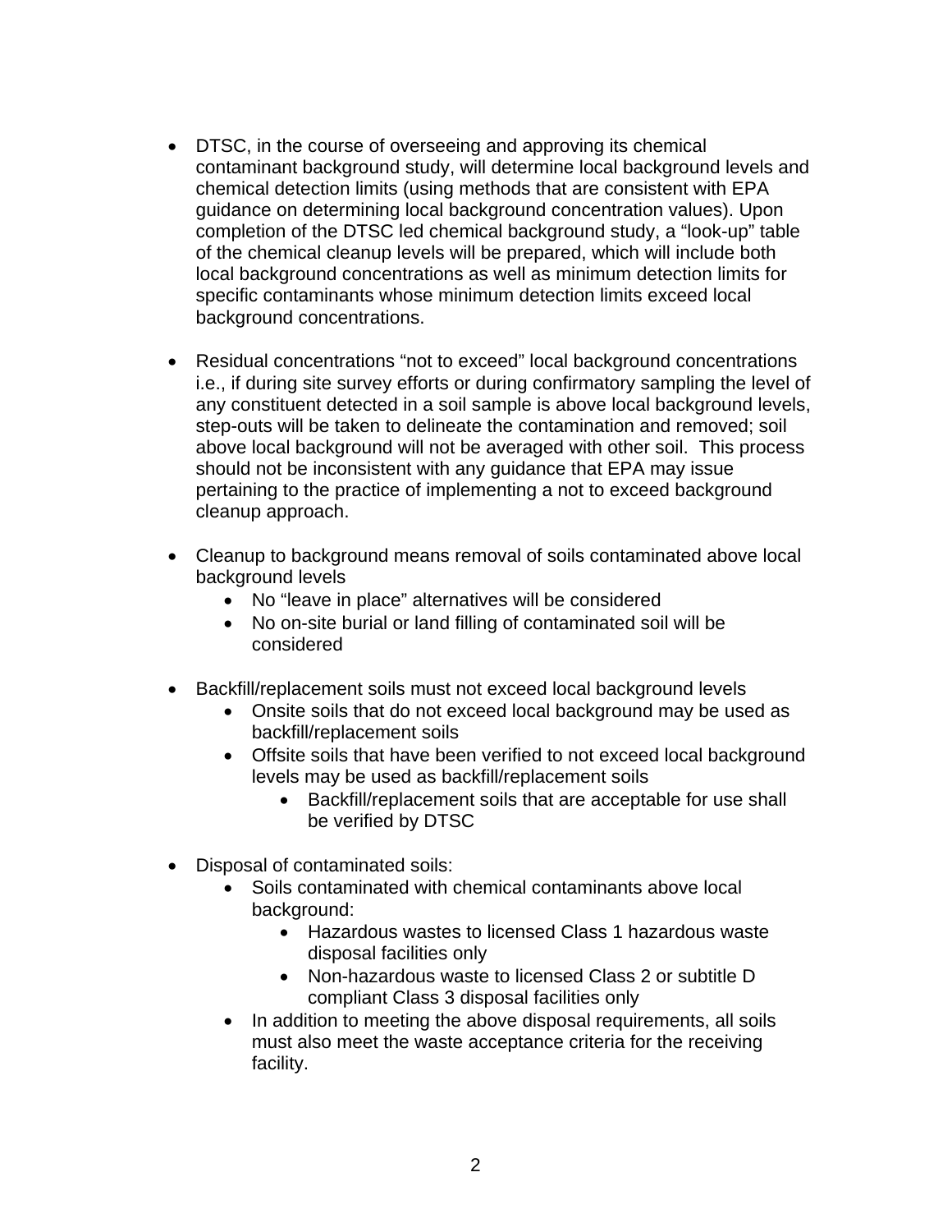- DTSC, in the course of overseeing and approving its chemical contaminant background study, will determine local background levels and chemical detection limits (using methods that are consistent with EPA guidance on determining local background concentration values). Upon completion of the DTSC led chemical background study, a “look-up” table of the chemical cleanup levels will be prepared, which will include both local background concentrations as well as minimum detection limits for specific contaminants whose minimum detection limits exceed local background concentrations.

- Residual concentrations “not to exceed” local background concentrations i.e., if during site survey efforts or during confirmatory sampling the level of any constituent detected in a soil sample is above local background levels, step-outs will be taken to delineate the contamination and removed; soil above local background will not be averaged with other soil. This process should not be inconsistent with any guidance that EPA may issue pertaining to the practice of implementing a not to exceed background cleanup approach.

- Cleanup to background means removal of soils contaminated above local background levels
  - No “leave in place” alternatives will be considered
  - No on-site burial or land filling of contaminated soil will be considered

- Backfill/replacement soils must not exceed local background levels
  - Onsite soils that do not exceed local background may be used as backfill/replacement soils
  - Offsite soils that have been verified to not exceed local background levels may be used as backfill/replacement soils
    - Backfill/replacement soils that are acceptable for use shall be verified by DTSC

- Disposal of contaminated soils:
  - Soils contaminated with chemical contaminants above local background:
    - Hazardous wastes to licensed Class 1 hazardous waste disposal facilities only
    - Non-hazardous waste to licensed Class 2 or subtitle D compliant Class 3 disposal facilities only
  - In addition to meeting the above disposal requirements, all soils must also meet the waste acceptance criteria for the receiving facility.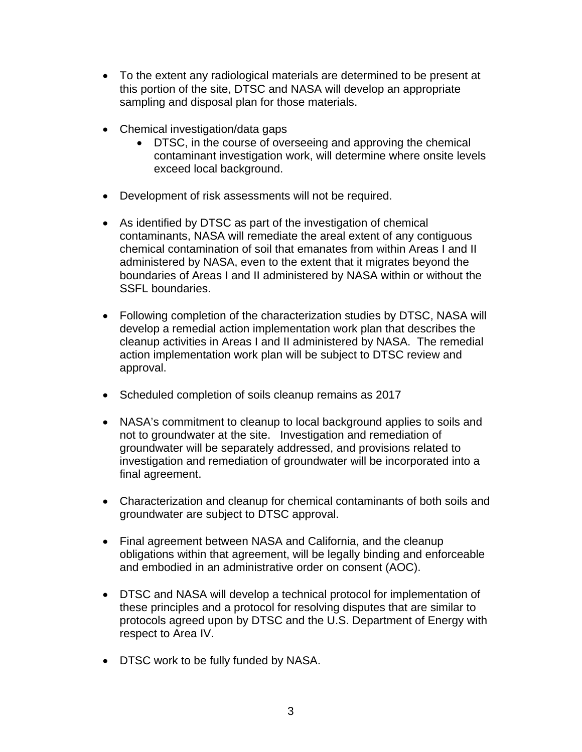- To the extent any radiological materials are determined to be present at this portion of the site, DTSC and NASA will develop an appropriate sampling and disposal plan for those materials.

- Chemical investigation/data gaps
  - DTSC, in the course of overseeing and approving the chemical contaminant investigation work, will determine where onsite levels exceed local background.

- Development of risk assessments will not be required.

- As identified by DTSC as part of the investigation of chemical contaminants, NASA will remediate the areal extent of any contiguous chemical contamination of soil that emanates from within Areas I and II administered by NASA, even to the extent that it migrates beyond the boundaries of Areas I and II administered by NASA within or without the SSFL boundaries.

- Following completion of the characterization studies by DTSC, NASA will develop a remedial action implementation work plan that describes the cleanup activities in Areas I and II administered by NASA. The remedial action implementation work plan will be subject to DTSC review and approval.

- Scheduled completion of soils cleanup remains as 2017

- NASA's commitment to cleanup to local background applies to soils and not to groundwater at the site. Investigation and remediation of groundwater will be separately addressed, and provisions related to investigation and remediation of groundwater will be incorporated into a final agreement.

- Characterization and cleanup for chemical contaminants of both soils and groundwater are subject to DTSC approval.

- Final agreement between NASA and California, and the cleanup obligations within that agreement, will be legally binding and enforceable and embodied in an administrative order on consent (AOC).

- DTSC and NASA will develop a technical protocol for implementation of these principles and a protocol for resolving disputes that are similar to protocols agreed upon by DTSC and the U.S. Department of Energy with respect to Area IV.

- DTSC work to be fully funded by NASA.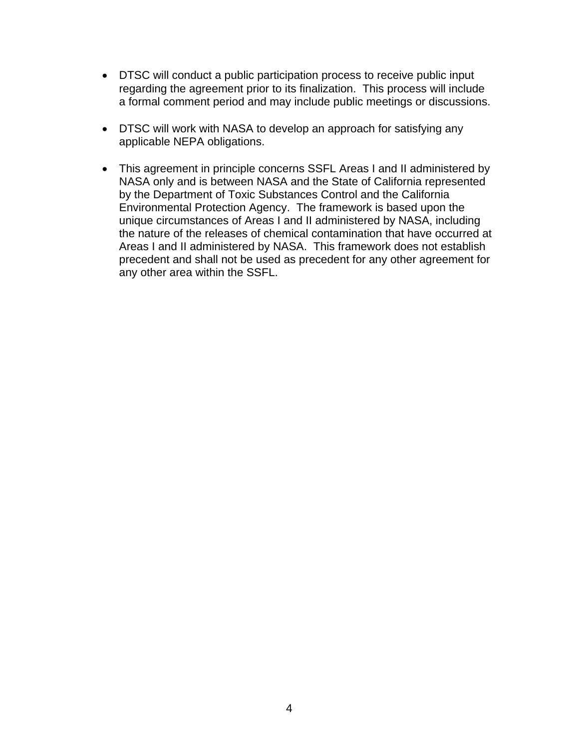- DTSC will conduct a public participation process to receive public input regarding the agreement prior to its finalization. This process will include a formal comment period and may include public meetings or discussions.

- DTSC will work with NASA to develop an approach for satisfying any applicable NEPA obligations.

- This agreement in principle concerns SSFL Areas I and II administered by NASA only and is between NASA and the State of California represented by the Department of Toxic Substances Control and the California Environmental Protection Agency. The framework is based upon the unique circumstances of Areas I and II administered by NASA, including the nature of the releases of chemical contamination that have occurred at Areas I and II administered by NASA. This framework does not establish precedent and shall not be used as precedent for any other agreement for any other area within the SSFL.